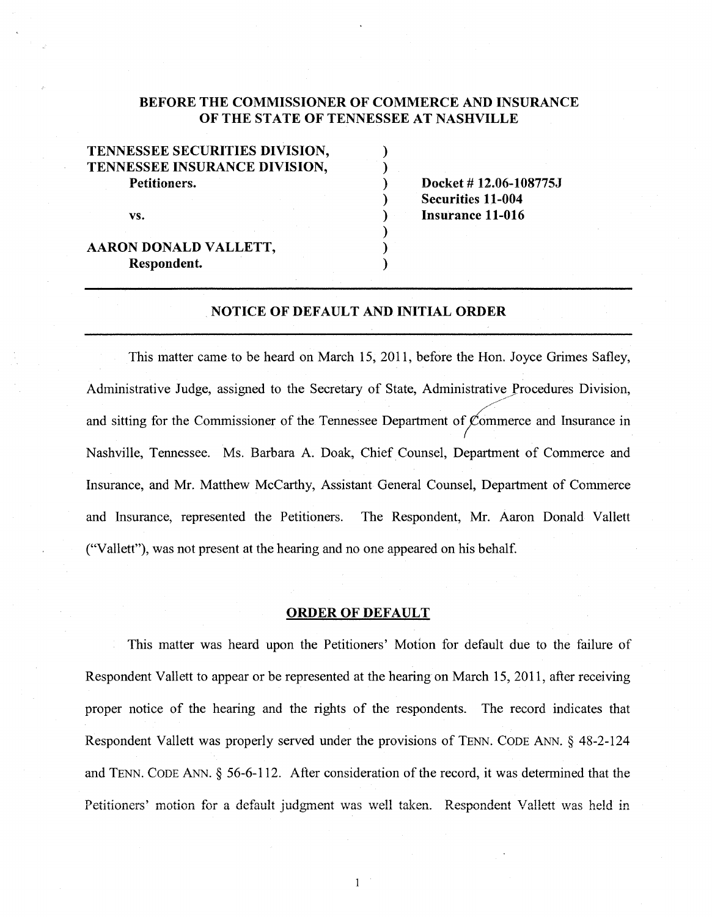**BEFORE THE COMMISSIONER OF COMMERCE AND INSURANCE**
**OF THE STATE OF TENNESSEE AT NASHVILLE**

| | | |
|---|---|---|
| **TENNESSEE SECURITIES DIVISION,** | ) | |
| **TENNESSEE INSURANCE DIVISION,** | ) | |
| **Petitioners.** | ) | **Docket # 12.06-108775J** |
| | ) | **Securities 11-004** |
| **vs.** | ) | **Insurance 11-016** |
| | ) | |
| **AARON DONALD VALLETT,** | ) | |
| **Respondent.** | ) | |

## NOTICE OF DEFAULT AND INITIAL ORDER

This matter came to be heard on March 15, 2011, before the Hon. Joyce Grimes Safley, Administrative Judge, assigned to the Secretary of State, Administrative Procedures Division, and sitting for the Commissioner of the Tennessee Department of Commerce and Insurance in Nashville, Tennessee. Ms. Barbara A. Doak, Chief Counsel, Department of Commerce and Insurance, and Mr. Matthew McCarthy, Assistant General Counsel, Department of Commerce and Insurance, represented the Petitioners. The Respondent, Mr. Aaron Donald Vallett ("Vallett"), was not present at the hearing and no one appeared on his behalf.

## ORDER OF DEFAULT

This matter was heard upon the Petitioners' Motion for default due to the failure of Respondent Vallett to appear or be represented at the hearing on March 15, 2011, after receiving proper notice of the hearing and the rights of the respondents. The record indicates that Respondent Vallett was properly served under the provisions of TENN. CODE ANN. § 48-2-124 and TENN. CODE ANN. § 56-6-112. After consideration of the record, it was determined that the Petitioners' motion for a default judgment was well taken. Respondent Vallett was held in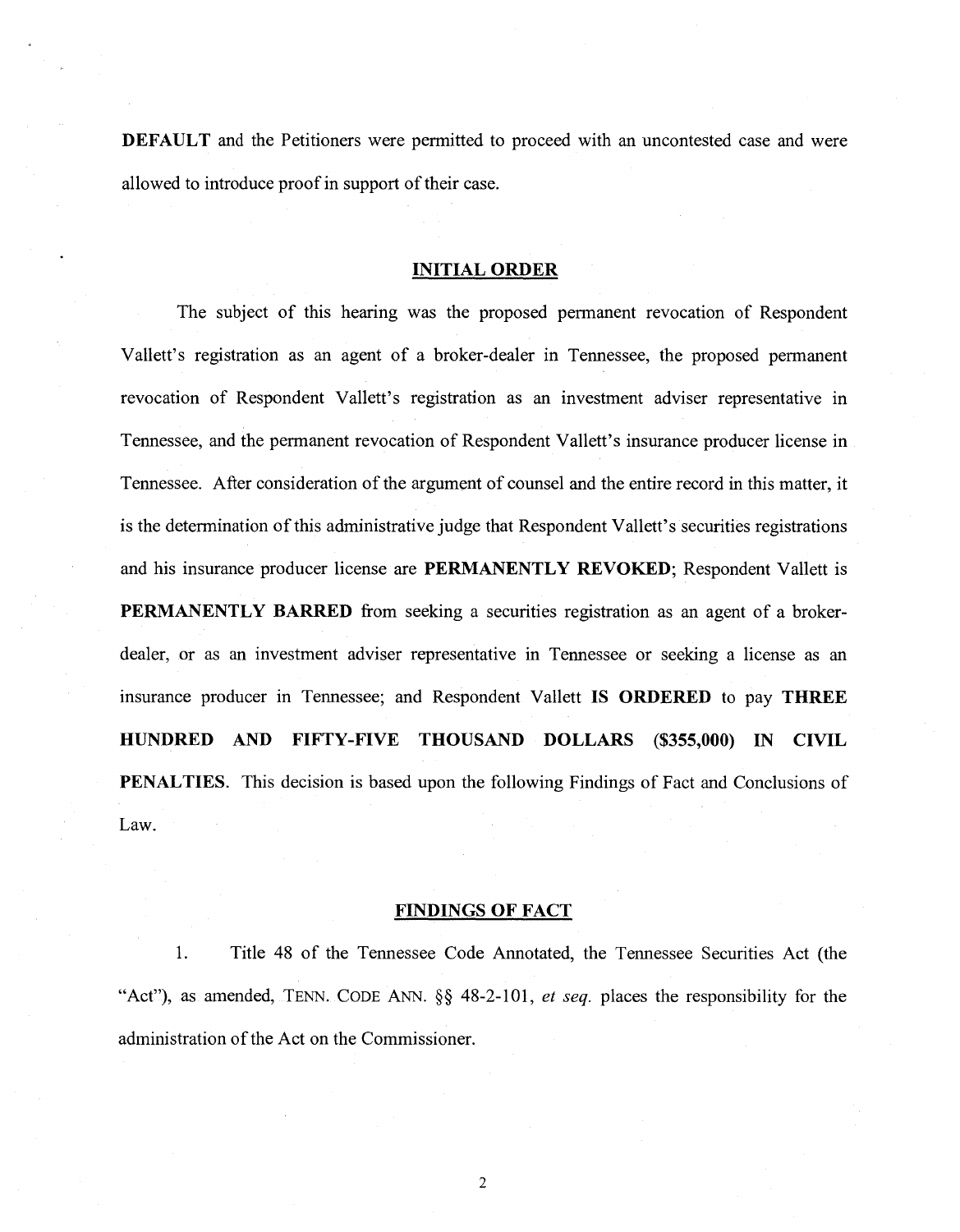**DEFAULT** and the Petitioners were permitted to proceed with an uncontested case and were allowed to introduce proof in support of their case.

## INITIAL ORDER

The subject of this hearing was the proposed permanent revocation of Respondent Vallett's registration as an agent of a broker-dealer in Tennessee, the proposed permanent revocation of Respondent Vallett's registration as an investment adviser representative in Tennessee, and the permanent revocation of Respondent Vallett's insurance producer license in Tennessee. After consideration of the argument of counsel and the entire record in this matter, it is the determination of this administrative judge that Respondent Vallett's securities registrations and his insurance producer license are **PERMANENTLY REVOKED**; Respondent Vallett is **PERMANENTLY BARRED** from seeking a securities registration as an agent of a broker-dealer, or as an investment adviser representative in Tennessee or seeking a license as an insurance producer in Tennessee; and Respondent Vallett **IS ORDERED** to pay **THREE HUNDRED AND FIFTY-FIVE THOUSAND DOLLARS ($355,000) IN CIVIL PENALTIES**. This decision is based upon the following Findings of Fact and Conclusions of Law.

## FINDINGS OF FACT

1. Title 48 of the Tennessee Code Annotated, the Tennessee Securities Act (the "Act"), as amended, TENN. CODE ANN. §§ 48-2-101, *et seq.* places the responsibility for the administration of the Act on the Commissioner.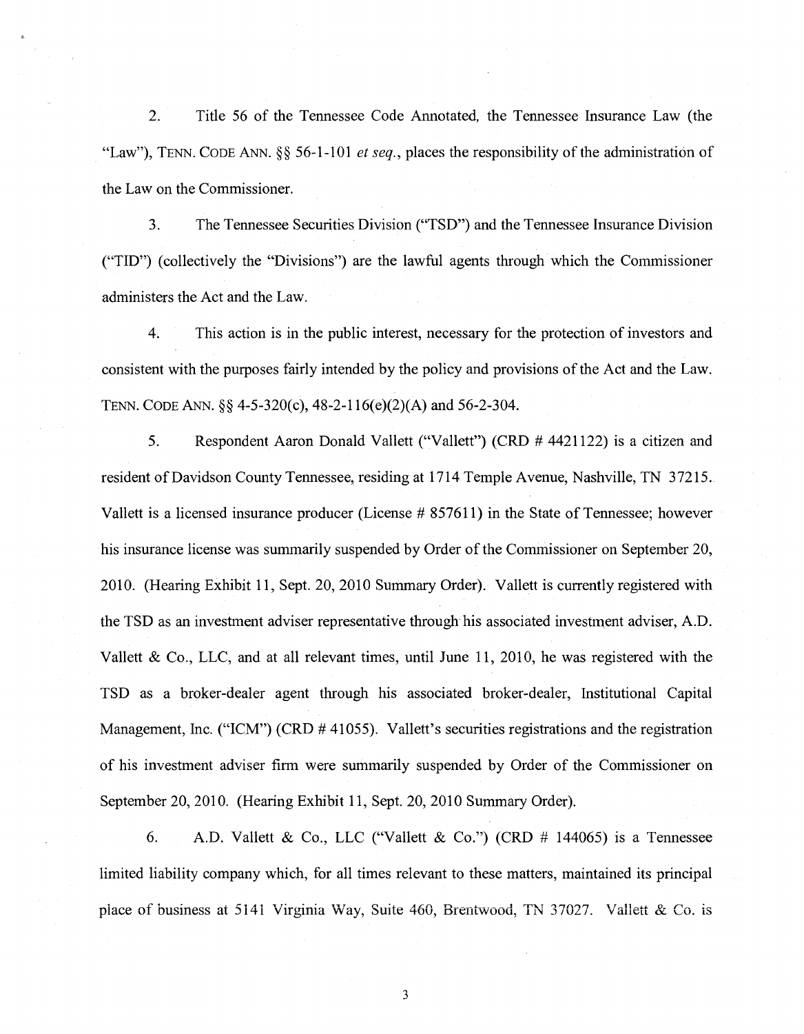2. Title 56 of the Tennessee Code Annotated, the Tennessee Insurance Law (the "Law"), TENN. CODE ANN. §§ 56-1-101 *et seq.*, places the responsibility of the administration of the Law on the Commissioner.

3. The Tennessee Securities Division ("TSD") and the Tennessee Insurance Division ("TID") (collectively the "Divisions") are the lawful agents through which the Commissioner administers the Act and the Law.

4. This action is in the public interest, necessary for the protection of investors and consistent with the purposes fairly intended by the policy and provisions of the Act and the Law. TENN. CODE ANN. §§ 4-5-320(c), 48-2-116(e)(2)(A) and 56-2-304.

5. Respondent Aaron Donald Vallett ("Vallett") (CRD # 4421122) is a citizen and resident of Davidson County Tennessee, residing at 1714 Temple Avenue, Nashville, TN 37215. Vallett is a licensed insurance producer (License # 857611) in the State of Tennessee; however his insurance license was summarily suspended by Order of the Commissioner on September 20, 2010. (Hearing Exhibit 11, Sept. 20, 2010 Summary Order). Vallett is currently registered with the TSD as an investment adviser representative through his associated investment adviser, A.D. Vallett & Co., LLC, and at all relevant times, until June 11, 2010, he was registered with the TSD as a broker-dealer agent through his associated broker-dealer, Institutional Capital Management, Inc. ("ICM") (CRD # 41055). Vallett's securities registrations and the registration of his investment adviser firm were summarily suspended by Order of the Commissioner on September 20, 2010. (Hearing Exhibit 11, Sept. 20, 2010 Summary Order).

6. A.D. Vallett & Co., LLC ("Vallett & Co.") (CRD # 144065) is a Tennessee limited liability company which, for all times relevant to these matters, maintained its principal place of business at 5141 Virginia Way, Suite 460, Brentwood, TN 37027. Vallett & Co. is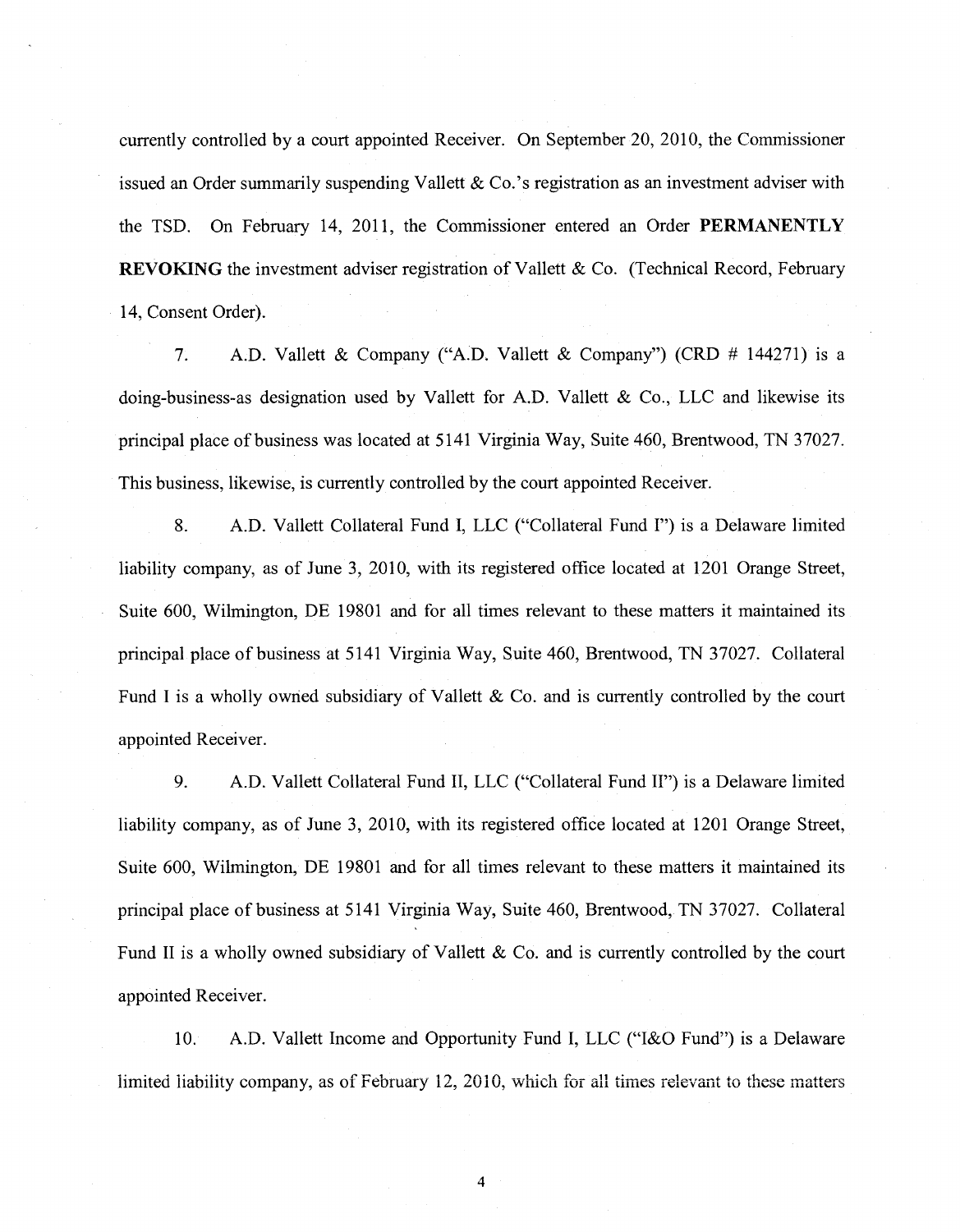currently controlled by a court appointed Receiver. On September 20, 2010, the Commissioner issued an Order summarily suspending Vallett & Co.'s registration as an investment adviser with the TSD. On February 14, 2011, the Commissioner entered an Order **PERMANENTLY REVOKING** the investment adviser registration of Vallett & Co. (Technical Record, February 14, Consent Order).

7. A.D. Vallett & Company ("A.D. Vallett & Company") (CRD # 144271) is a doing-business-as designation used by Vallett for A.D. Vallett & Co., LLC and likewise its principal place of business was located at 5141 Virginia Way, Suite 460, Brentwood, TN 37027. This business, likewise, is currently controlled by the court appointed Receiver.

8. A.D. Vallett Collateral Fund I, LLC ("Collateral Fund I") is a Delaware limited liability company, as of June 3, 2010, with its registered office located at 1201 Orange Street, Suite 600, Wilmington, DE 19801 and for all times relevant to these matters it maintained its principal place of business at 5141 Virginia Way, Suite 460, Brentwood, TN 37027. Collateral Fund I is a wholly owned subsidiary of Vallett & Co. and is currently controlled by the court appointed Receiver.

9. A.D. Vallett Collateral Fund II, LLC ("Collateral Fund II") is a Delaware limited liability company, as of June 3, 2010, with its registered office located at 1201 Orange Street, Suite 600, Wilmington, DE 19801 and for all times relevant to these matters it maintained its principal place of business at 5141 Virginia Way, Suite 460, Brentwood, TN 37027. Collateral Fund II is a wholly owned subsidiary of Vallett & Co. and is currently controlled by the court appointed Receiver.

10. A.D. Vallett Income and Opportunity Fund I, LLC ("I&O Fund") is a Delaware limited liability company, as of February 12, 2010, which for all times relevant to these matters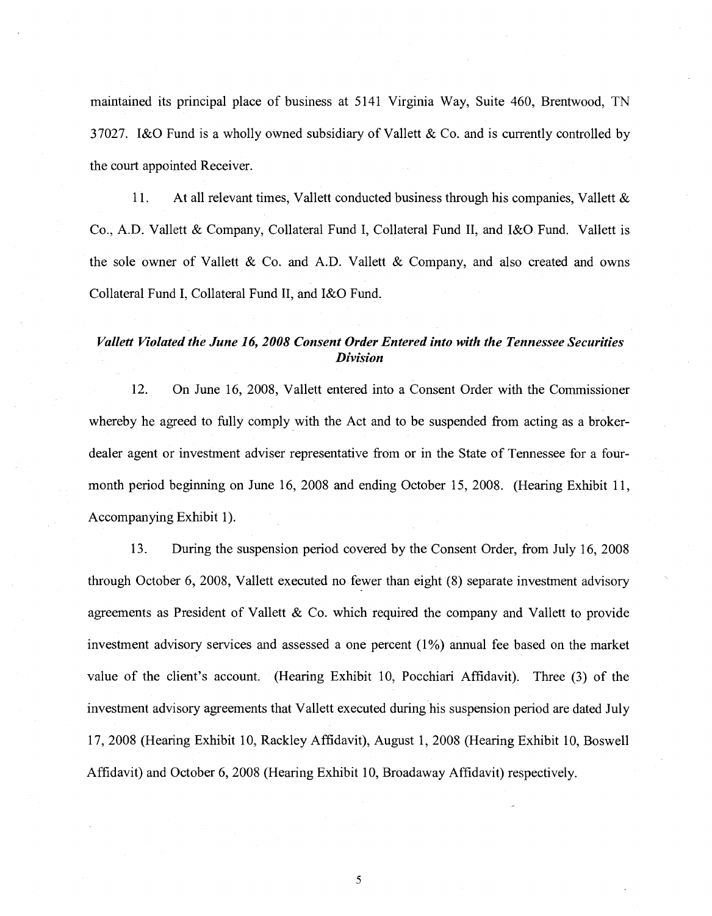maintained its principal place of business at 5141 Virginia Way, Suite 460, Brentwood, TN 37027. I&O Fund is a wholly owned subsidiary of Vallett & Co. and is currently controlled by the court appointed Receiver.

11. At all relevant times, Vallett conducted business through his companies, Vallett & Co., A.D. Vallett & Company, Collateral Fund I, Collateral Fund II, and I&O Fund. Vallett is the sole owner of Vallett & Co. and A.D. Vallett & Company, and also created and owns Collateral Fund I, Collateral Fund II, and I&O Fund.

### *Vallett Violated the June 16, 2008 Consent Order Entered into with the Tennessee Securities Division*

12. On June 16, 2008, Vallett entered into a Consent Order with the Commissioner whereby he agreed to fully comply with the Act and to be suspended from acting as a broker-dealer agent or investment adviser representative from or in the State of Tennessee for a four-month period beginning on June 16, 2008 and ending October 15, 2008. (Hearing Exhibit 11, Accompanying Exhibit 1).

13. During the suspension period covered by the Consent Order, from July 16, 2008 through October 6, 2008, Vallett executed no fewer than eight (8) separate investment advisory agreements as President of Vallett & Co. which required the company and Vallett to provide investment advisory services and assessed a one percent (1%) annual fee based on the market value of the client's account. (Hearing Exhibit 10, Pocchiari Affidavit). Three (3) of the investment advisory agreements that Vallett executed during his suspension period are dated July 17, 2008 (Hearing Exhibit 10, Rackley Affidavit), August 1, 2008 (Hearing Exhibit 10, Boswell Affidavit) and October 6, 2008 (Hearing Exhibit 10, Broadaway Affidavit) respectively.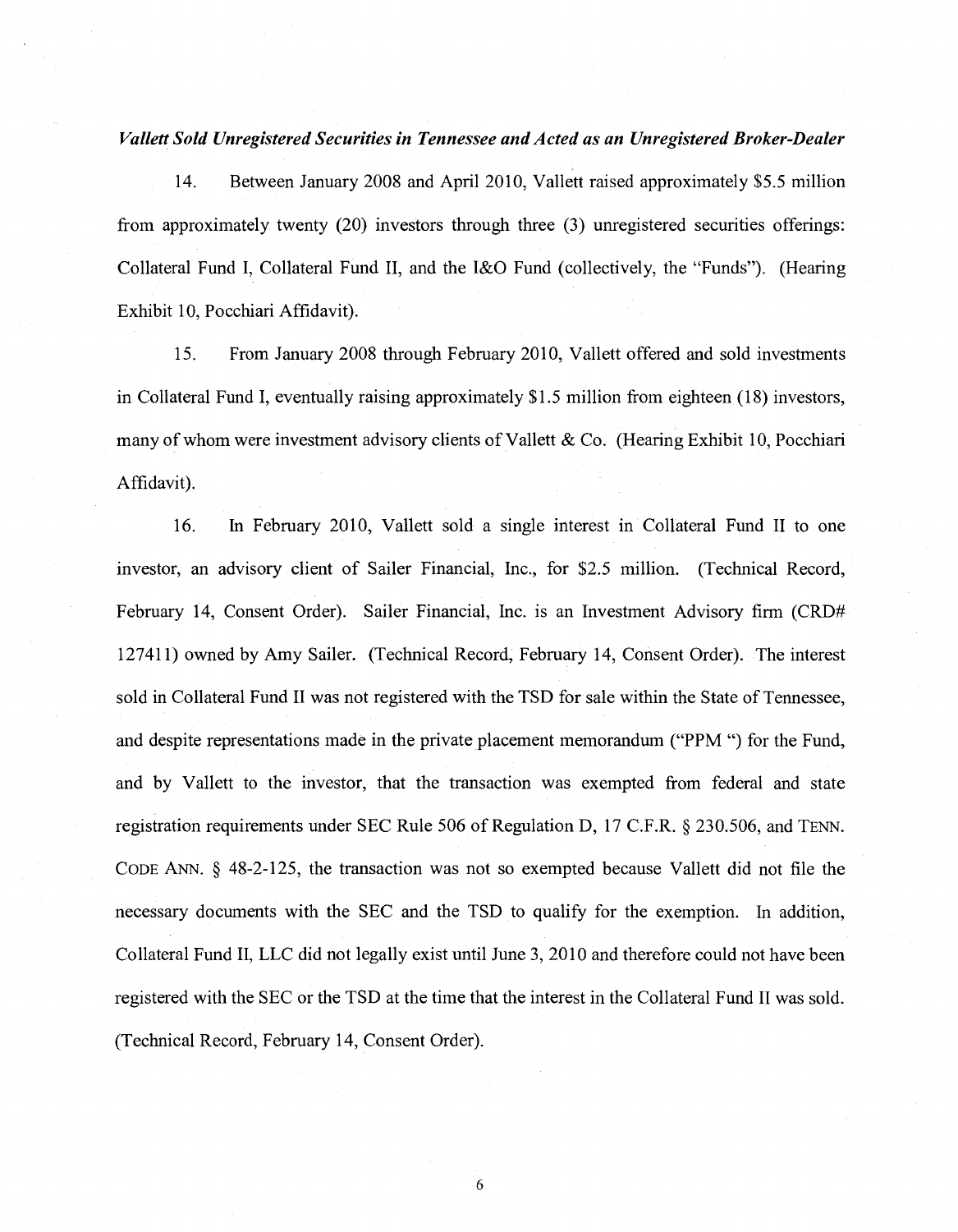***Vallett Sold Unregistered Securities in Tennessee and Acted as an Unregistered Broker-Dealer***

14. Between January 2008 and April 2010, Vallett raised approximately $5.5 million from approximately twenty (20) investors through three (3) unregistered securities offerings: Collateral Fund I, Collateral Fund II, and the I&O Fund (collectively, the "Funds"). (Hearing Exhibit 10, Pocchiari Affidavit).

15. From January 2008 through February 2010, Vallett offered and sold investments in Collateral Fund I, eventually raising approximately $1.5 million from eighteen (18) investors, many of whom were investment advisory clients of Vallett & Co. (Hearing Exhibit 10, Pocchiari Affidavit).

16. In February 2010, Vallett sold a single interest in Collateral Fund II to one investor, an advisory client of Sailer Financial, Inc., for $2.5 million. (Technical Record, February 14, Consent Order). Sailer Financial, Inc. is an Investment Advisory firm (CRD# 127411) owned by Amy Sailer. (Technical Record, February 14, Consent Order). The interest sold in Collateral Fund II was not registered with the TSD for sale within the State of Tennessee, and despite representations made in the private placement memorandum ("PPM ") for the Fund, and by Vallett to the investor, that the transaction was exempted from federal and state registration requirements under SEC Rule 506 of Regulation D, 17 C.F.R. § 230.506, and TENN. CODE ANN. § 48-2-125, the transaction was not so exempted because Vallett did not file the necessary documents with the SEC and the TSD to qualify for the exemption. In addition, Collateral Fund II, LLC did not legally exist until June 3, 2010 and therefore could not have been registered with the SEC or the TSD at the time that the interest in the Collateral Fund II was sold. (Technical Record, February 14, Consent Order).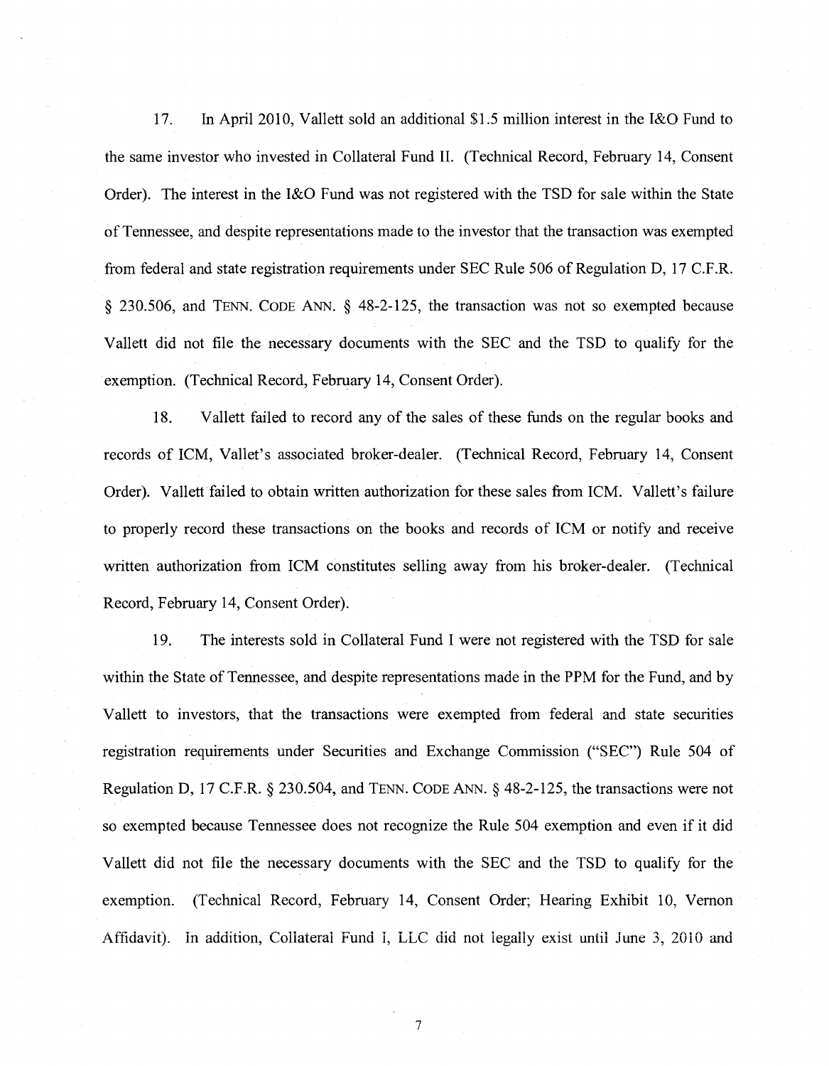17. In April 2010, Vallett sold an additional $1.5 million interest in the I&O Fund to the same investor who invested in Collateral Fund II. (Technical Record, February 14, Consent Order). The interest in the I&O Fund was not registered with the TSD for sale within the State of Tennessee, and despite representations made to the investor that the transaction was exempted from federal and state registration requirements under SEC Rule 506 of Regulation D, 17 C.F.R. § 230.506, and TENN. CODE ANN. § 48-2-125, the transaction was not so exempted because Vallett did not file the necessary documents with the SEC and the TSD to qualify for the exemption. (Technical Record, February 14, Consent Order).

18. Vallett failed to record any of the sales of these funds on the regular books and records of ICM, Vallet's associated broker-dealer. (Technical Record, February 14, Consent Order). Vallett failed to obtain written authorization for these sales from ICM. Vallett's failure to properly record these transactions on the books and records of ICM or notify and receive written authorization from ICM constitutes selling away from his broker-dealer. (Technical Record, February 14, Consent Order).

19. The interests sold in Collateral Fund I were not registered with the TSD for sale within the State of Tennessee, and despite representations made in the PPM for the Fund, and by Vallett to investors, that the transactions were exempted from federal and state securities registration requirements under Securities and Exchange Commission ("SEC") Rule 504 of Regulation D, 17 C.F.R. § 230.504, and TENN. CODE ANN. § 48-2-125, the transactions were not so exempted because Tennessee does not recognize the Rule 504 exemption and even if it did Vallett did not file the necessary documents with the SEC and the TSD to qualify for the exemption. (Technical Record, February 14, Consent Order; Hearing Exhibit 10, Vernon Affidavit). In addition, Collateral Fund I, LLC did not legally exist until June 3, 2010 and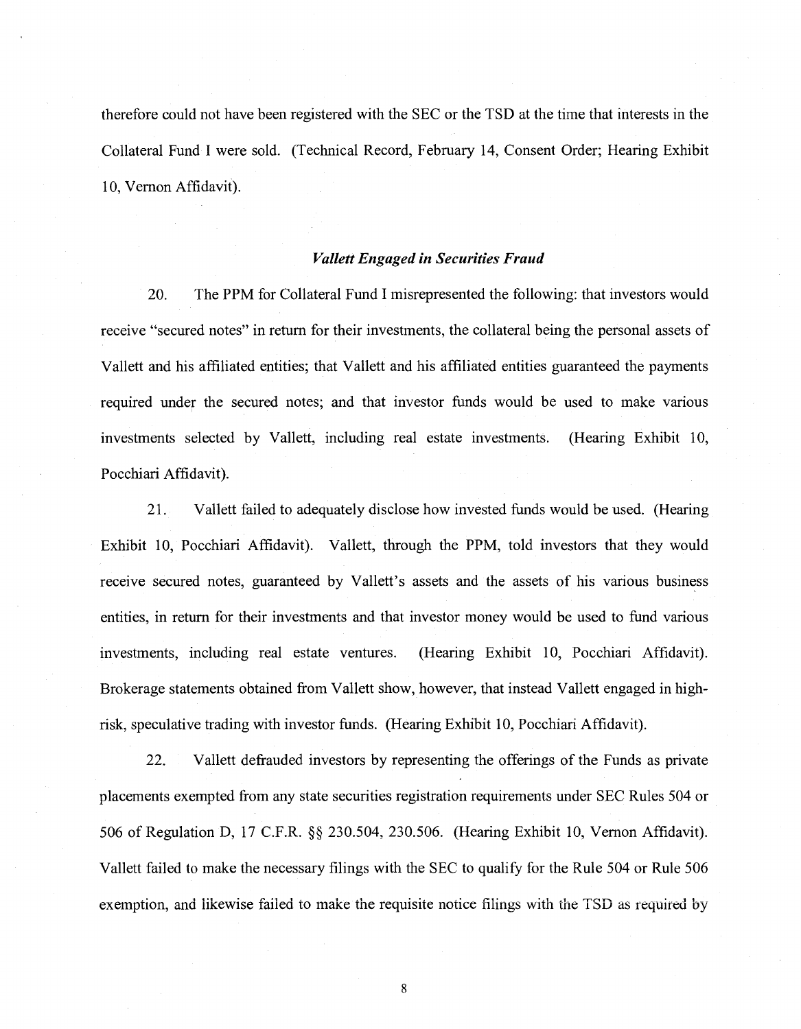therefore could not have been registered with the SEC or the TSD at the time that interests in the Collateral Fund I were sold. (Technical Record, February 14, Consent Order; Hearing Exhibit 10, Vernon Affidavit).

### *Vallett Engaged in Securities Fraud*

20. The PPM for Collateral Fund I misrepresented the following: that investors would receive "secured notes" in return for their investments, the collateral being the personal assets of Vallett and his affiliated entities; that Vallett and his affiliated entities guaranteed the payments required under the secured notes; and that investor funds would be used to make various investments selected by Vallett, including real estate investments. (Hearing Exhibit 10, Pocchiari Affidavit).

21. Vallett failed to adequately disclose how invested funds would be used. (Hearing Exhibit 10, Pocchiari Affidavit). Vallett, through the PPM, told investors that they would receive secured notes, guaranteed by Vallett's assets and the assets of his various business entities, in return for their investments and that investor money would be used to fund various investments, including real estate ventures. (Hearing Exhibit 10, Pocchiari Affidavit). Brokerage statements obtained from Vallett show, however, that instead Vallett engaged in high-risk, speculative trading with investor funds. (Hearing Exhibit 10, Pocchiari Affidavit).

22. Vallett defrauded investors by representing the offerings of the Funds as private placements exempted from any state securities registration requirements under SEC Rules 504 or 506 of Regulation D, 17 C.F.R. §§ 230.504, 230.506. (Hearing Exhibit 10, Vernon Affidavit). Vallett failed to make the necessary filings with the SEC to qualify for the Rule 504 or Rule 506 exemption, and likewise failed to make the requisite notice filings with the TSD as required by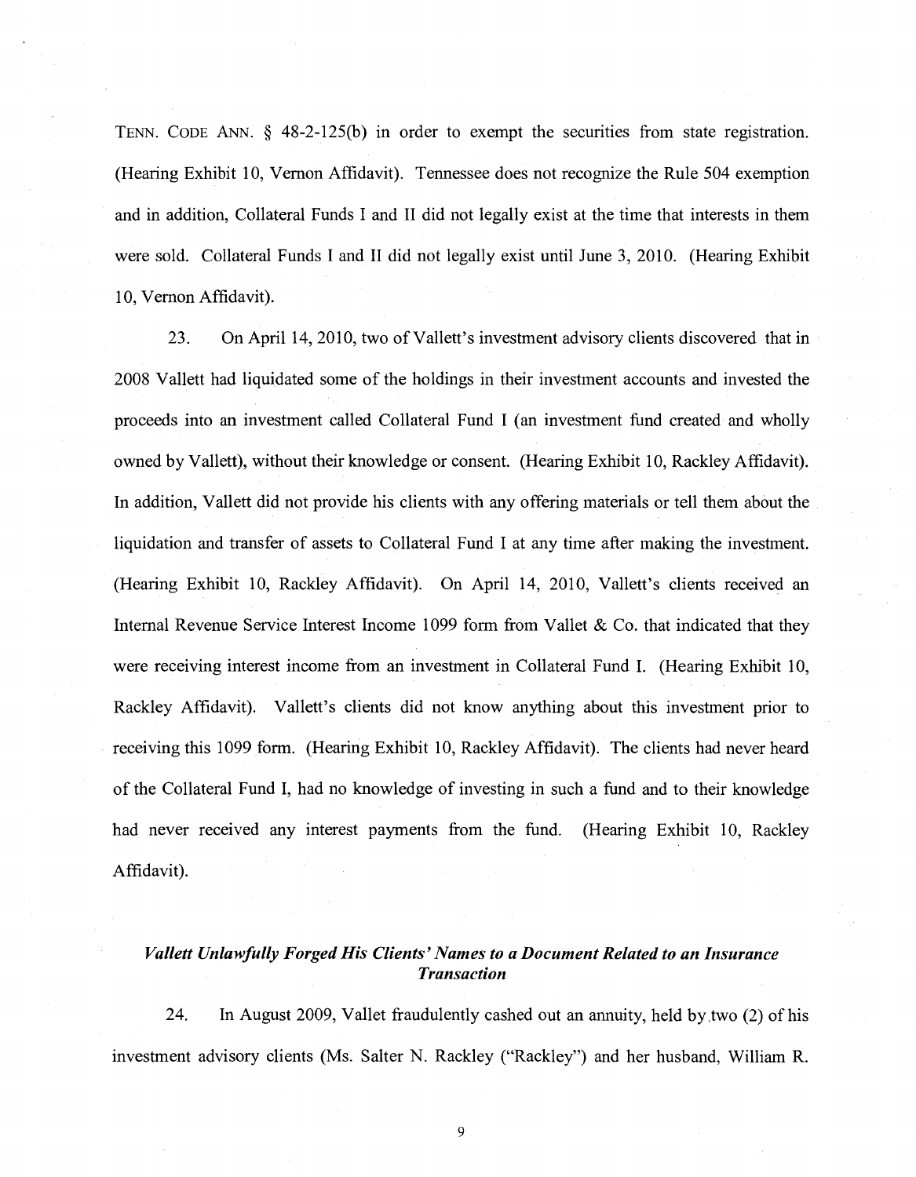TENN. CODE ANN. § 48-2-125(b) in order to exempt the securities from state registration. (Hearing Exhibit 10, Vernon Affidavit). Tennessee does not recognize the Rule 504 exemption and in addition, Collateral Funds I and II did not legally exist at the time that interests in them were sold. Collateral Funds I and II did not legally exist until June 3, 2010. (Hearing Exhibit 10, Vernon Affidavit).

23. On April 14, 2010, two of Vallett's investment advisory clients discovered that in 2008 Vallett had liquidated some of the holdings in their investment accounts and invested the proceeds into an investment called Collateral Fund I (an investment fund created and wholly owned by Vallett), without their knowledge or consent. (Hearing Exhibit 10, Rackley Affidavit). In addition, Vallett did not provide his clients with any offering materials or tell them about the liquidation and transfer of assets to Collateral Fund I at any time after making the investment. (Hearing Exhibit 10, Rackley Affidavit). On April 14, 2010, Vallett's clients received an Internal Revenue Service Interest Income 1099 form from Vallet & Co. that indicated that they were receiving interest income from an investment in Collateral Fund I. (Hearing Exhibit 10, Rackley Affidavit). Vallett's clients did not know anything about this investment prior to receiving this 1099 form. (Hearing Exhibit 10, Rackley Affidavit). The clients had never heard of the Collateral Fund I, had no knowledge of investing in such a fund and to their knowledge had never received any interest payments from the fund. (Hearing Exhibit 10, Rackley Affidavit).

### *Vallett Unlawfully Forged His Clients' Names to a Document Related to an Insurance Transaction*

24. In August 2009, Vallet fraudulently cashed out an annuity, held by two (2) of his investment advisory clients (Ms. Salter N. Rackley ("Rackley") and her husband, William R.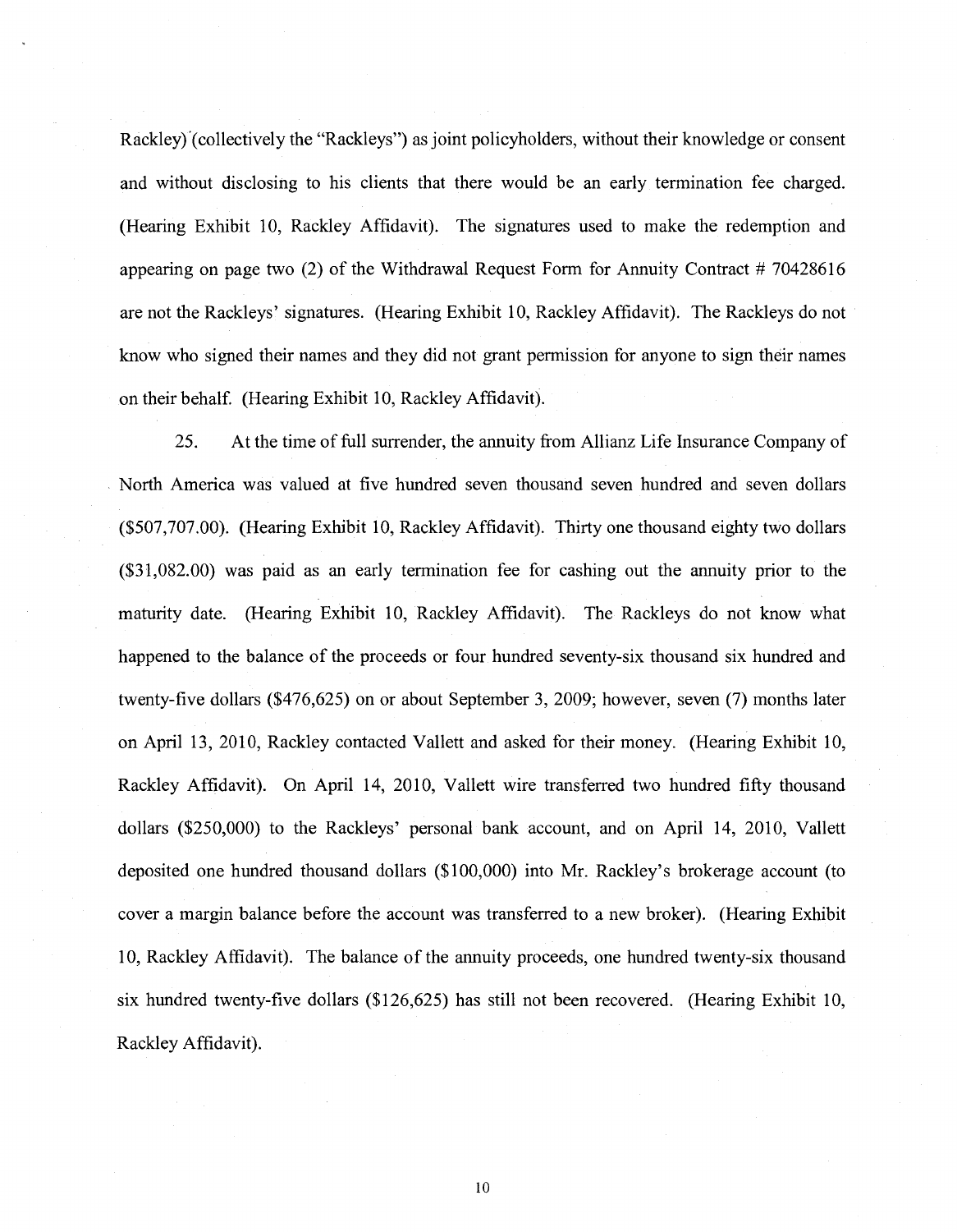Rackley) (collectively the "Rackleys") as joint policyholders, without their knowledge or consent and without disclosing to his clients that there would be an early termination fee charged. (Hearing Exhibit 10, Rackley Affidavit). The signatures used to make the redemption and appearing on page two (2) of the Withdrawal Request Form for Annuity Contract # 70428616 are not the Rackleys' signatures. (Hearing Exhibit 10, Rackley Affidavit). The Rackleys do not know who signed their names and they did not grant permission for anyone to sign their names on their behalf. (Hearing Exhibit 10, Rackley Affidavit).

25. At the time of full surrender, the annuity from Allianz Life Insurance Company of North America was valued at five hundred seven thousand seven hundred and seven dollars ($507,707.00). (Hearing Exhibit 10, Rackley Affidavit). Thirty one thousand eighty two dollars ($31,082.00) was paid as an early termination fee for cashing out the annuity prior to the maturity date. (Hearing Exhibit 10, Rackley Affidavit). The Rackleys do not know what happened to the balance of the proceeds or four hundred seventy-six thousand six hundred and twenty-five dollars ($476,625) on or about September 3, 2009; however, seven (7) months later on April 13, 2010, Rackley contacted Vallett and asked for their money. (Hearing Exhibit 10, Rackley Affidavit). On April 14, 2010, Vallett wire transferred two hundred fifty thousand dollars ($250,000) to the Rackleys' personal bank account, and on April 14, 2010, Vallett deposited one hundred thousand dollars ($100,000) into Mr. Rackley's brokerage account (to cover a margin balance before the account was transferred to a new broker). (Hearing Exhibit 10, Rackley Affidavit). The balance of the annuity proceeds, one hundred twenty-six thousand six hundred twenty-five dollars ($126,625) has still not been recovered. (Hearing Exhibit 10, Rackley Affidavit).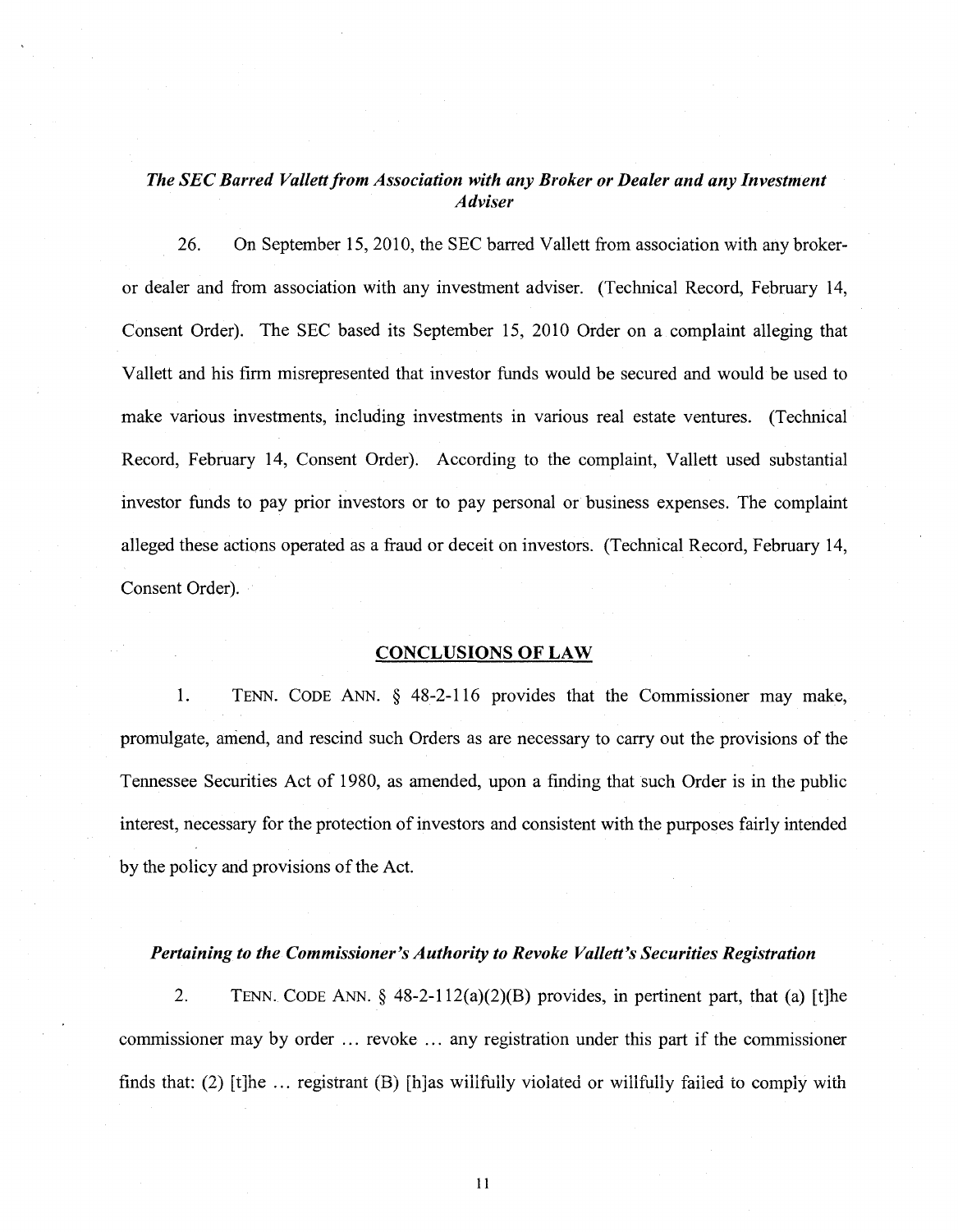### *The SEC Barred Vallett from Association with any Broker or Dealer and any Investment Adviser*

26. On September 15, 2010, the SEC barred Vallett from association with any broker-or dealer and from association with any investment adviser. (Technical Record, February 14, Consent Order). The SEC based its September 15, 2010 Order on a complaint alleging that Vallett and his firm misrepresented that investor funds would be secured and would be used to make various investments, including investments in various real estate ventures. (Technical Record, February 14, Consent Order). According to the complaint, Vallett used substantial investor funds to pay prior investors or to pay personal or business expenses. The complaint alleged these actions operated as a fraud or deceit on investors. (Technical Record, February 14, Consent Order).

## CONCLUSIONS OF LAW

1. TENN. CODE ANN. § 48-2-116 provides that the Commissioner may make, promulgate, amend, and rescind such Orders as are necessary to carry out the provisions of the Tennessee Securities Act of 1980, as amended, upon a finding that such Order is in the public interest, necessary for the protection of investors and consistent with the purposes fairly intended by the policy and provisions of the Act.

### *Pertaining to the Commissioner's Authority to Revoke Vallett's Securities Registration*

2. TENN. CODE ANN. § 48-2-112(a)(2)(B) provides, in pertinent part, that (a) [t]he commissioner may by order ... revoke ... any registration under this part if the commissioner finds that: (2) [t]he ... registrant (B) [h]as willfully violated or willfully failed to comply with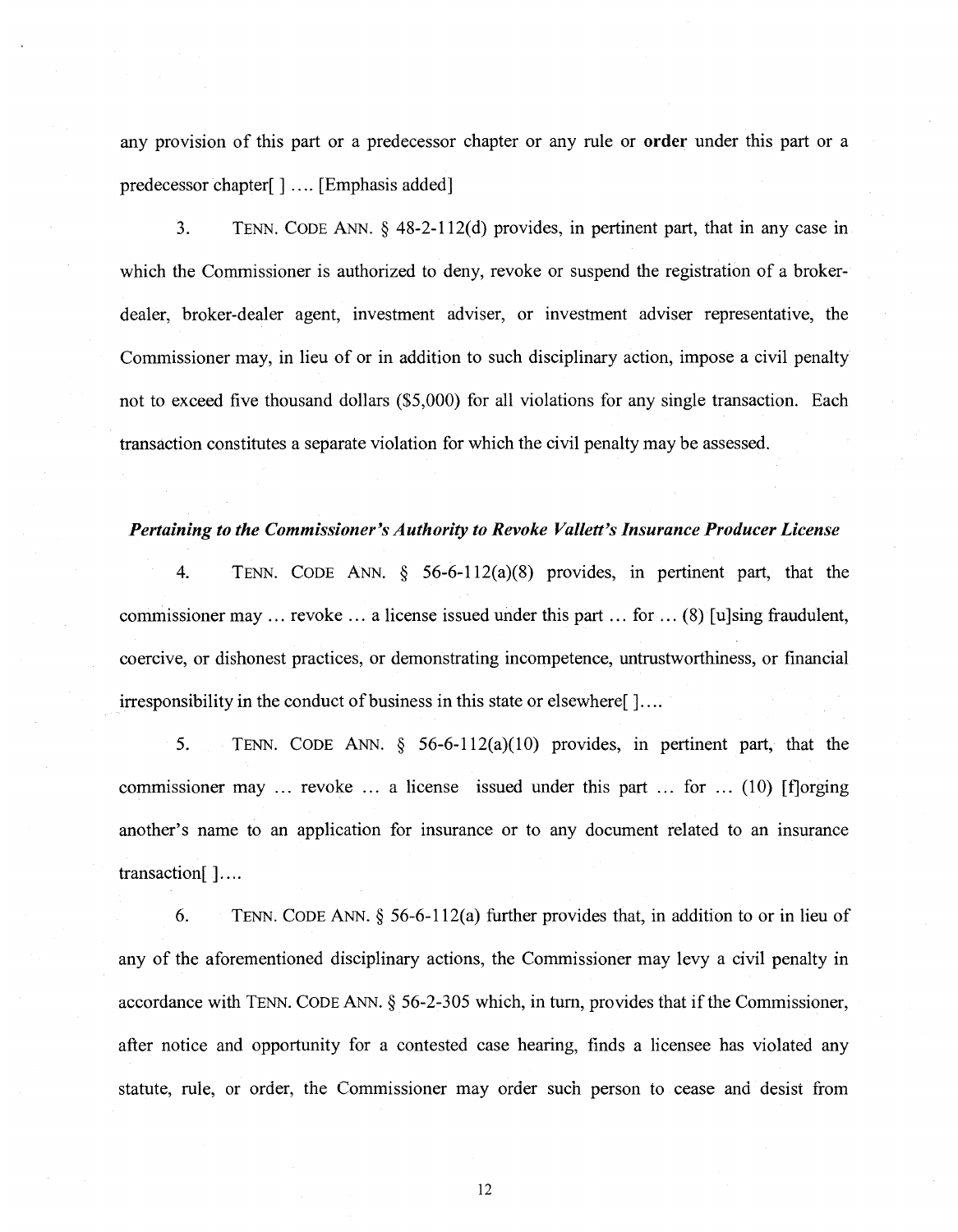any provision of this part or a predecessor chapter or any rule or **order** under this part or a predecessor chapter[ ] .... [Emphasis added]

3. TENN. CODE ANN. § 48-2-112(d) provides, in pertinent part, that in any case in which the Commissioner is authorized to deny, revoke or suspend the registration of a broker-dealer, broker-dealer agent, investment adviser, or investment adviser representative, the Commissioner may, in lieu of or in addition to such disciplinary action, impose a civil penalty not to exceed five thousand dollars ($5,000) for all violations for any single transaction. Each transaction constitutes a separate violation for which the civil penalty may be assessed.

***Pertaining to the Commissioner's Authority to Revoke Vallett's Insurance Producer License***

4. TENN. CODE ANN. § 56-6-112(a)(8) provides, in pertinent part, that the commissioner may ... revoke ... a license issued under this part ... for ... (8) [u]sing fraudulent, coercive, or dishonest practices, or demonstrating incompetence, untrustworthiness, or financial irresponsibility in the conduct of business in this state or elsewhere[ ]....

5. TENN. CODE ANN. § 56-6-112(a)(10) provides, in pertinent part, that the commissioner may ... revoke ... a license issued under this part ... for ... (10) [f]orging another's name to an application for insurance or to any document related to an insurance transaction[ ]....

6. TENN. CODE ANN. § 56-6-112(a) further provides that, in addition to or in lieu of any of the aforementioned disciplinary actions, the Commissioner may levy a civil penalty in accordance with TENN. CODE ANN. § 56-2-305 which, in turn, provides that if the Commissioner, after notice and opportunity for a contested case hearing, finds a licensee has violated any statute, rule, or order, the Commissioner may order such person to cease and desist from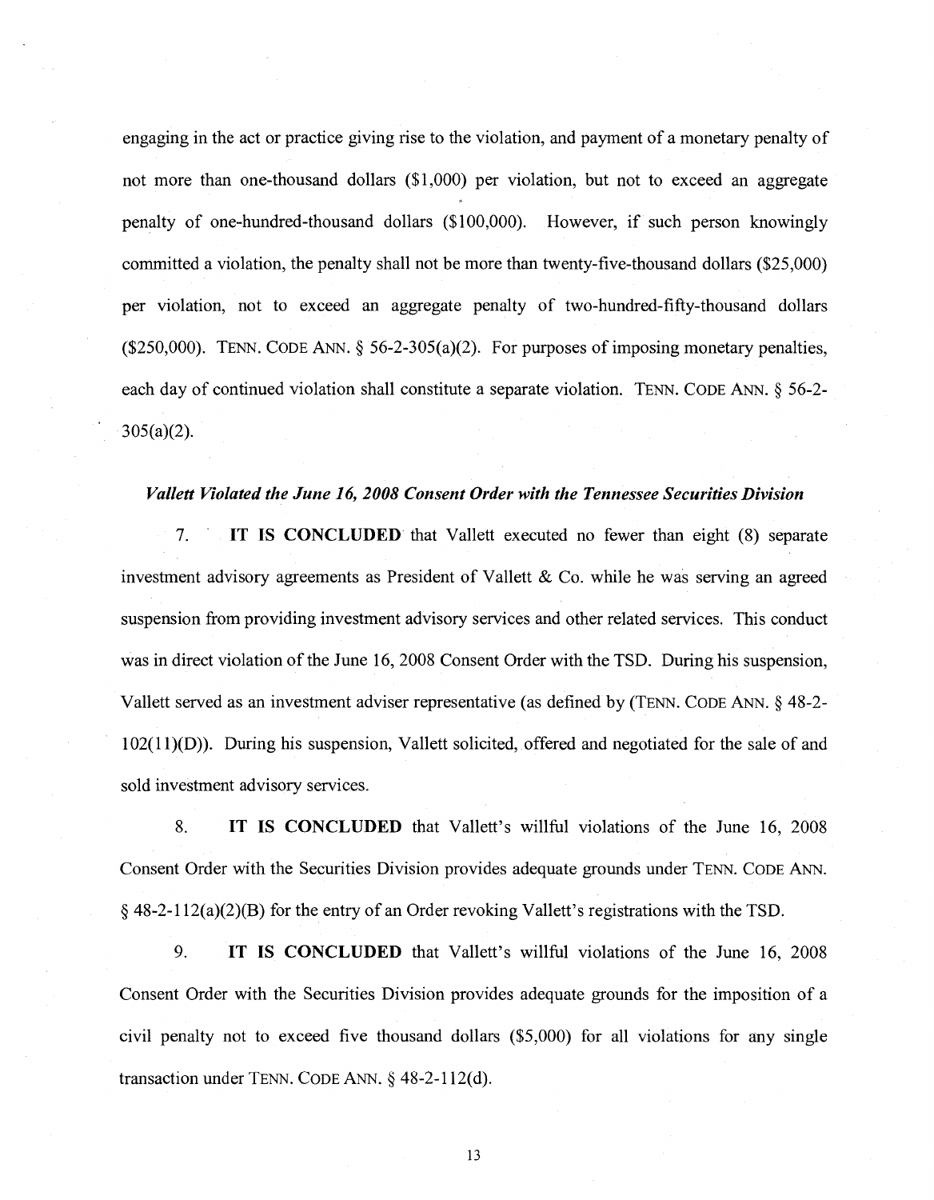engaging in the act or practice giving rise to the violation, and payment of a monetary penalty of not more than one-thousand dollars ($1,000) per violation, but not to exceed an aggregate penalty of one-hundred-thousand dollars ($100,000). However, if such person knowingly committed a violation, the penalty shall not be more than twenty-five-thousand dollars ($25,000) per violation, not to exceed an aggregate penalty of two-hundred-fifty-thousand dollars ($250,000). TENN. CODE ANN. § 56-2-305(a)(2). For purposes of imposing monetary penalties, each day of continued violation shall constitute a separate violation. TENN. CODE ANN. § 56-2-305(a)(2).

***Vallett Violated the June 16, 2008 Consent Order with the Tennessee Securities Division***

7. **IT IS CONCLUDED** that Vallett executed no fewer than eight (8) separate investment advisory agreements as President of Vallett & Co. while he was serving an agreed suspension from providing investment advisory services and other related services. This conduct was in direct violation of the June 16, 2008 Consent Order with the TSD. During his suspension, Vallett served as an investment adviser representative (as defined by (TENN. CODE ANN. § 48-2-102(11)(D)). During his suspension, Vallett solicited, offered and negotiated for the sale of and sold investment advisory services.

8. **IT IS CONCLUDED** that Vallett's willful violations of the June 16, 2008 Consent Order with the Securities Division provides adequate grounds under TENN. CODE ANN. § 48-2-112(a)(2)(B) for the entry of an Order revoking Vallett's registrations with the TSD.

9. **IT IS CONCLUDED** that Vallett's willful violations of the June 16, 2008 Consent Order with the Securities Division provides adequate grounds for the imposition of a civil penalty not to exceed five thousand dollars ($5,000) for all violations for any single transaction under TENN. CODE ANN. § 48-2-112(d).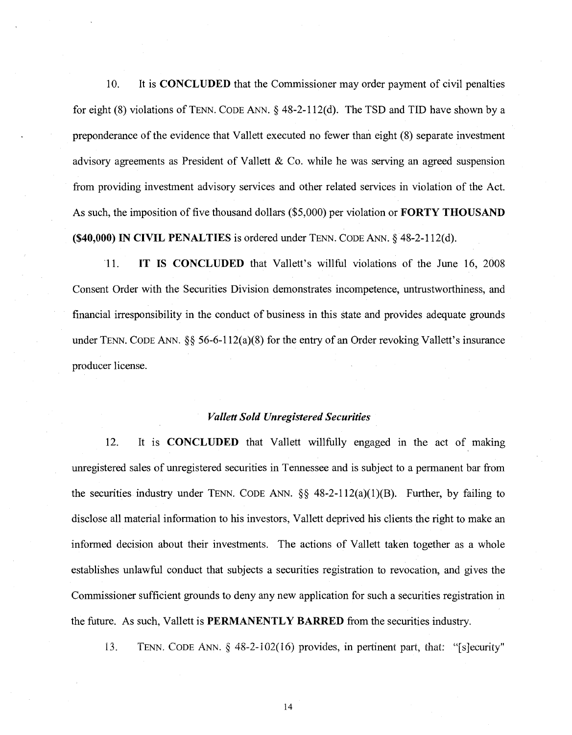10. It is **CONCLUDED** that the Commissioner may order payment of civil penalties for eight (8) violations of TENN. CODE ANN. § 48-2-112(d). The TSD and TID have shown by a preponderance of the evidence that Vallett executed no fewer than eight (8) separate investment advisory agreements as President of Vallett & Co. while he was serving an agreed suspension from providing investment advisory services and other related services in violation of the Act. As such, the imposition of five thousand dollars ($5,000) per violation or **FORTY THOUSAND ($40,000) IN CIVIL PENALTIES** is ordered under TENN. CODE ANN. § 48-2-112(d).

11. **IT IS CONCLUDED** that Vallett's willful violations of the June 16, 2008 Consent Order with the Securities Division demonstrates incompetence, untrustworthiness, and financial irresponsibility in the conduct of business in this state and provides adequate grounds under TENN. CODE ANN. §§ 56-6-112(a)(8) for the entry of an Order revoking Vallett's insurance producer license.

### *Vallett Sold Unregistered Securities*

12. It is **CONCLUDED** that Vallett willfully engaged in the act of making unregistered sales of unregistered securities in Tennessee and is subject to a permanent bar from the securities industry under TENN. CODE ANN. §§ 48-2-112(a)(1)(B). Further, by failing to disclose all material information to his investors, Vallett deprived his clients the right to make an informed decision about their investments. The actions of Vallett taken together as a whole establishes unlawful conduct that subjects a securities registration to revocation, and gives the Commissioner sufficient grounds to deny any new application for such a securities registration in the future. As such, Vallett is **PERMANENTLY BARRED** from the securities industry.

13. TENN. CODE ANN. § 48-2-102(16) provides, in pertinent part, that: "[s]ecurity"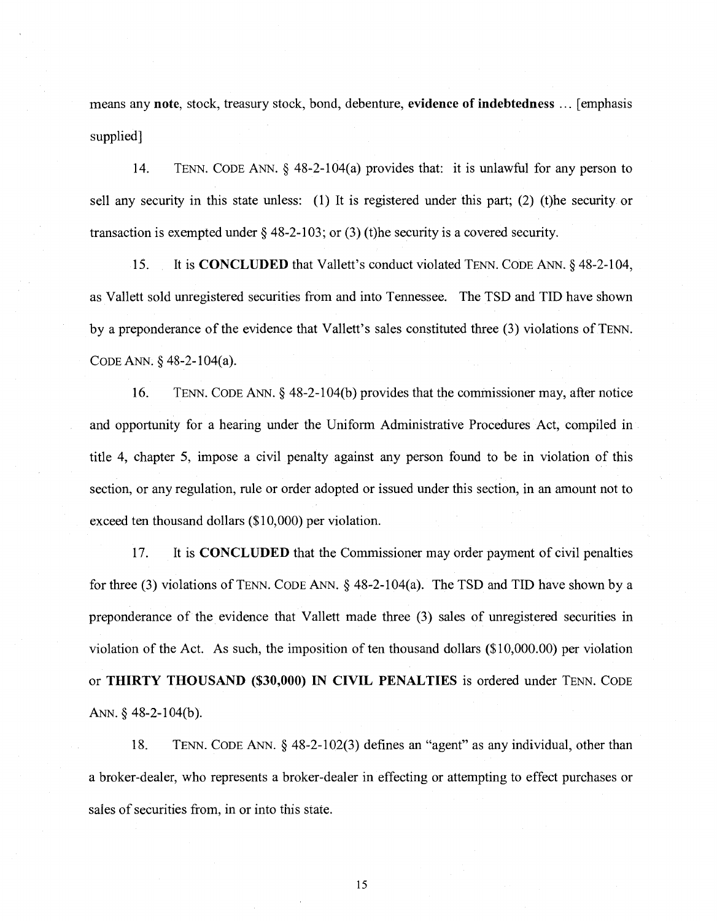means any **note**, stock, treasury stock, bond, debenture, **evidence of indebtedness** ... [emphasis supplied]

14. TENN. CODE ANN. § 48-2-104(a) provides that: it is unlawful for any person to sell any security in this state unless: (1) It is registered under this part; (2) (t)he security or transaction is exempted under § 48-2-103; or (3) (t)he security is a covered security.

15. It is **CONCLUDED** that Vallett's conduct violated TENN. CODE ANN. § 48-2-104, as Vallett sold unregistered securities from and into Tennessee. The TSD and TID have shown by a preponderance of the evidence that Vallett's sales constituted three (3) violations of TENN. CODE ANN. § 48-2-104(a).

16. TENN. CODE ANN. § 48-2-104(b) provides that the commissioner may, after notice and opportunity for a hearing under the Uniform Administrative Procedures Act, compiled in title 4, chapter 5, impose a civil penalty against any person found to be in violation of this section, or any regulation, rule or order adopted or issued under this section, in an amount not to exceed ten thousand dollars ($10,000) per violation.

17. It is **CONCLUDED** that the Commissioner may order payment of civil penalties for three (3) violations of TENN. CODE ANN. § 48-2-104(a). The TSD and TID have shown by a preponderance of the evidence that Vallett made three (3) sales of unregistered securities in violation of the Act. As such, the imposition of ten thousand dollars ($10,000.00) per violation or **THIRTY THOUSAND ($30,000) IN CIVIL PENALTIES** is ordered under TENN. CODE ANN. § 48-2-104(b).

18. TENN. CODE ANN. § 48-2-102(3) defines an "agent" as any individual, other than a broker-dealer, who represents a broker-dealer in effecting or attempting to effect purchases or sales of securities from, in or into this state.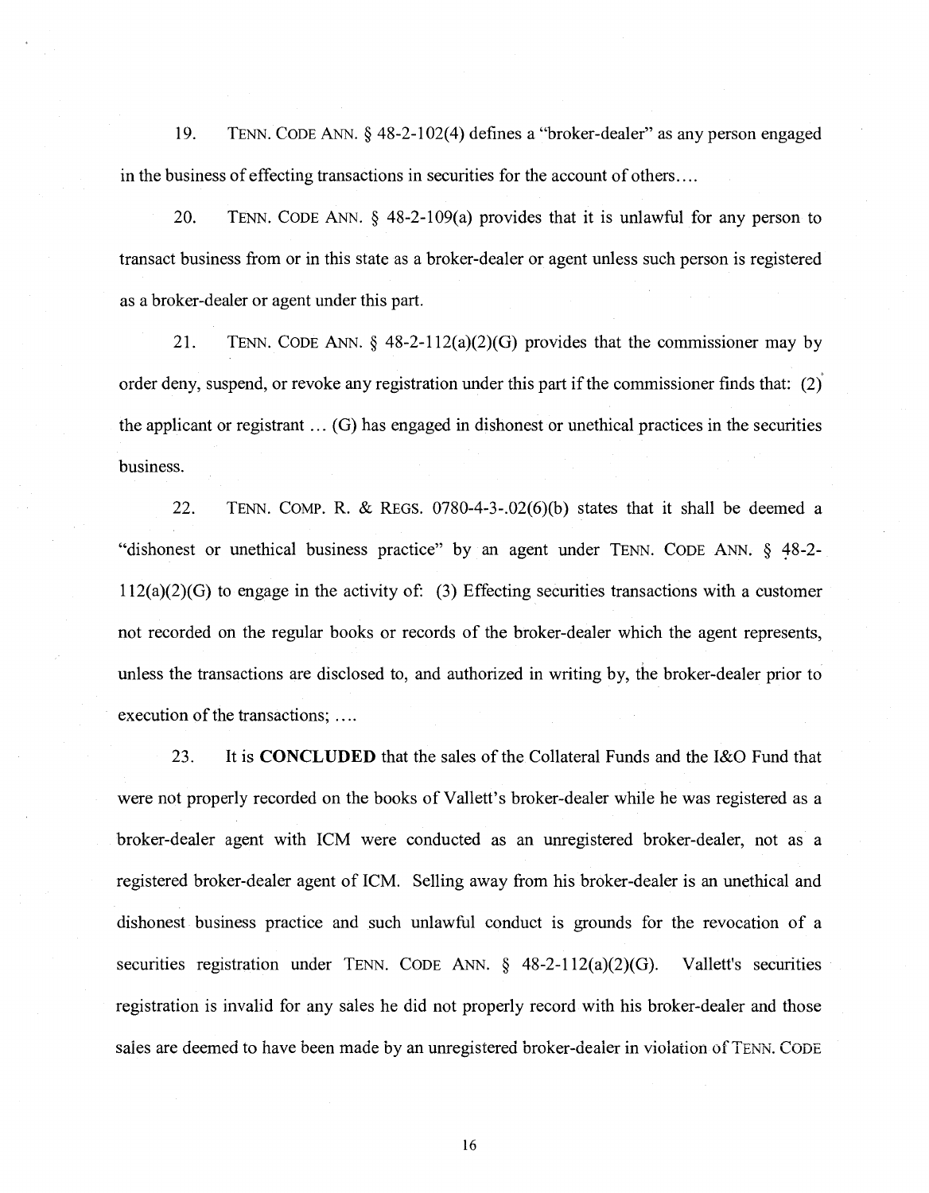19. TENN. CODE ANN. § 48-2-102(4) defines a "broker-dealer" as any person engaged in the business of effecting transactions in securities for the account of others….

20. TENN. CODE ANN. § 48-2-109(a) provides that it is unlawful for any person to transact business from or in this state as a broker-dealer or agent unless such person is registered as a broker-dealer or agent under this part.

21. TENN. CODE ANN. § 48-2-112(a)(2)(G) provides that the commissioner may by order deny, suspend, or revoke any registration under this part if the commissioner finds that: (2) the applicant or registrant … (G) has engaged in dishonest or unethical practices in the securities business.

22. TENN. COMP. R. & REGS. 0780-4-3-.02(6)(b) states that it shall be deemed a "dishonest or unethical business practice" by an agent under TENN. CODE ANN. § 48-2-112(a)(2)(G) to engage in the activity of: (3) Effecting securities transactions with a customer not recorded on the regular books or records of the broker-dealer which the agent represents, unless the transactions are disclosed to, and authorized in writing by, the broker-dealer prior to execution of the transactions; ….

23. It is **CONCLUDED** that the sales of the Collateral Funds and the I&O Fund that were not properly recorded on the books of Vallett's broker-dealer while he was registered as a broker-dealer agent with ICM were conducted as an unregistered broker-dealer, not as a registered broker-dealer agent of ICM. Selling away from his broker-dealer is an unethical and dishonest business practice and such unlawful conduct is grounds for the revocation of a securities registration under TENN. CODE ANN. § 48-2-112(a)(2)(G). Vallett's securities registration is invalid for any sales he did not properly record with his broker-dealer and those sales are deemed to have been made by an unregistered broker-dealer in violation of TENN. CODE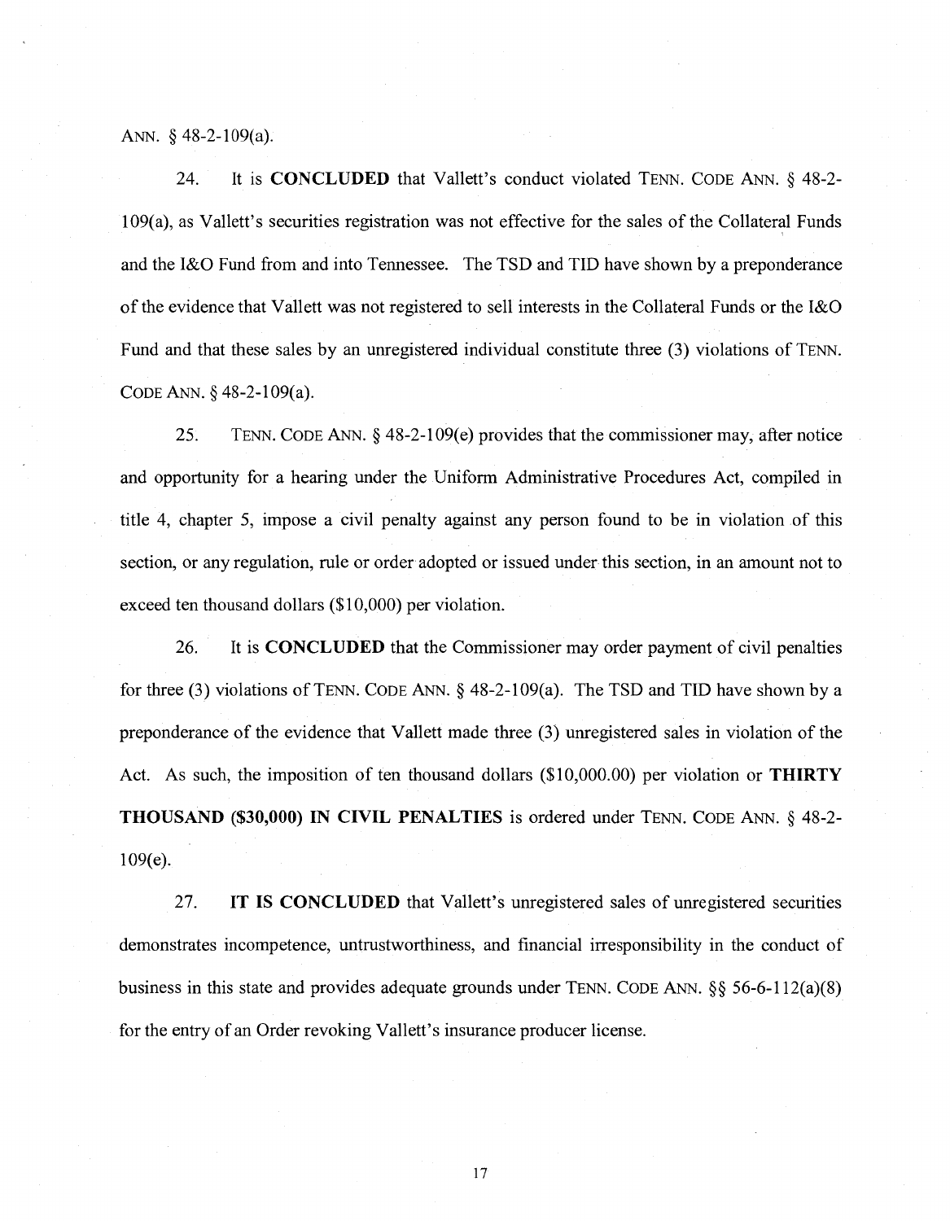ANN. § 48-2-109(a).

24. It is **CONCLUDED** that Vallett's conduct violated TENN. CODE ANN. § 48-2-109(a), as Vallett's securities registration was not effective for the sales of the Collateral Funds and the I&O Fund from and into Tennessee. The TSD and TID have shown by a preponderance of the evidence that Vallett was not registered to sell interests in the Collateral Funds or the I&O Fund and that these sales by an unregistered individual constitute three (3) violations of TENN. CODE ANN. § 48-2-109(a).

25. TENN. CODE ANN. § 48-2-109(e) provides that the commissioner may, after notice and opportunity for a hearing under the Uniform Administrative Procedures Act, compiled in title 4, chapter 5, impose a civil penalty against any person found to be in violation of this section, or any regulation, rule or order adopted or issued under this section, in an amount not to exceed ten thousand dollars ($10,000) per violation.

26. It is **CONCLUDED** that the Commissioner may order payment of civil penalties for three (3) violations of TENN. CODE ANN. § 48-2-109(a). The TSD and TID have shown by a preponderance of the evidence that Vallett made three (3) unregistered sales in violation of the Act. As such, the imposition of ten thousand dollars ($10,000.00) per violation or **THIRTY THOUSAND ($30,000) IN CIVIL PENALTIES** is ordered under TENN. CODE ANN. § 48-2-109(e).

27. **IT IS CONCLUDED** that Vallett's unregistered sales of unregistered securities demonstrates incompetence, untrustworthiness, and financial irresponsibility in the conduct of business in this state and provides adequate grounds under TENN. CODE ANN. §§ 56-6-112(a)(8) for the entry of an Order revoking Vallett's insurance producer license.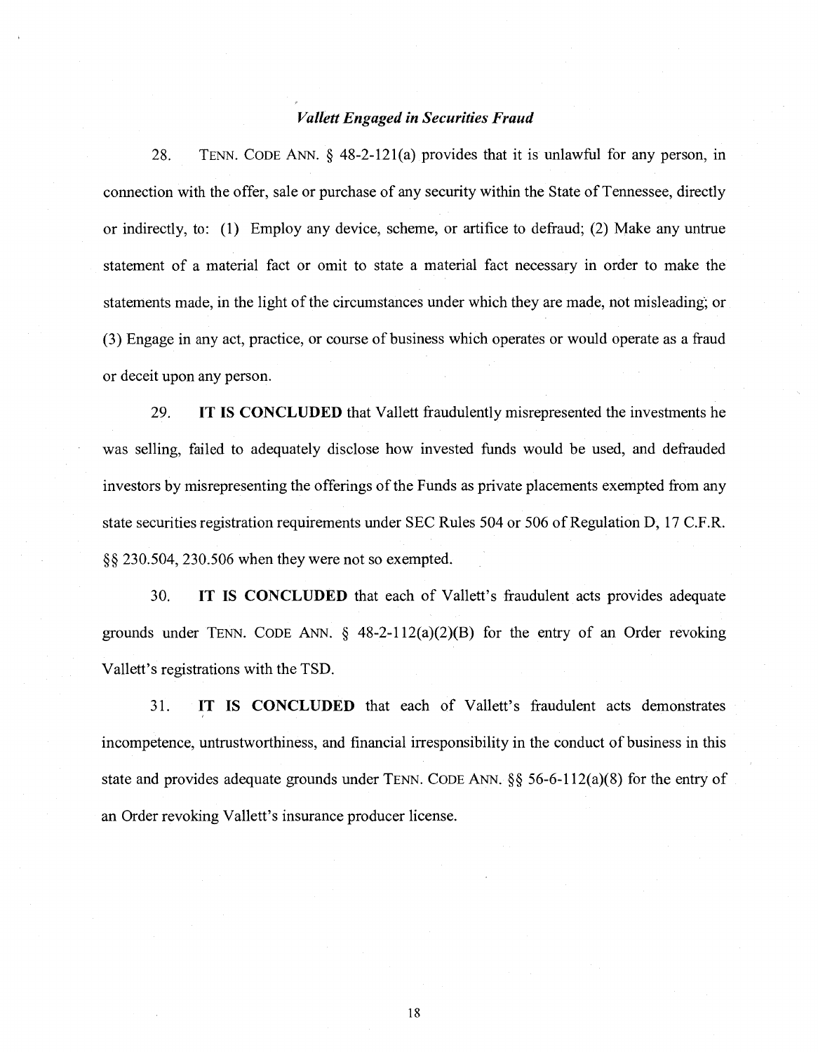### *Vallett Engaged in Securities Fraud*

28. TENN. CODE ANN. § 48-2-121(a) provides that it is unlawful for any person, in connection with the offer, sale or purchase of any security within the State of Tennessee, directly or indirectly, to: (1) Employ any device, scheme, or artifice to defraud; (2) Make any untrue statement of a material fact or omit to state a material fact necessary in order to make the statements made, in the light of the circumstances under which they are made, not misleading; or (3) Engage in any act, practice, or course of business which operates or would operate as a fraud or deceit upon any person.

29. **IT IS CONCLUDED** that Vallett fraudulently misrepresented the investments he was selling, failed to adequately disclose how invested funds would be used, and defrauded investors by misrepresenting the offerings of the Funds as private placements exempted from any state securities registration requirements under SEC Rules 504 or 506 of Regulation D, 17 C.F.R. §§ 230.504, 230.506 when they were not so exempted.

30. **IT IS CONCLUDED** that each of Vallett's fraudulent acts provides adequate grounds under TENN. CODE ANN. § 48-2-112(a)(2)(B) for the entry of an Order revoking Vallett's registrations with the TSD.

31. **IT IS CONCLUDED** that each of Vallett's fraudulent acts demonstrates incompetence, untrustworthiness, and financial irresponsibility in the conduct of business in this state and provides adequate grounds under TENN. CODE ANN. §§ 56-6-112(a)(8) for the entry of an Order revoking Vallett's insurance producer license.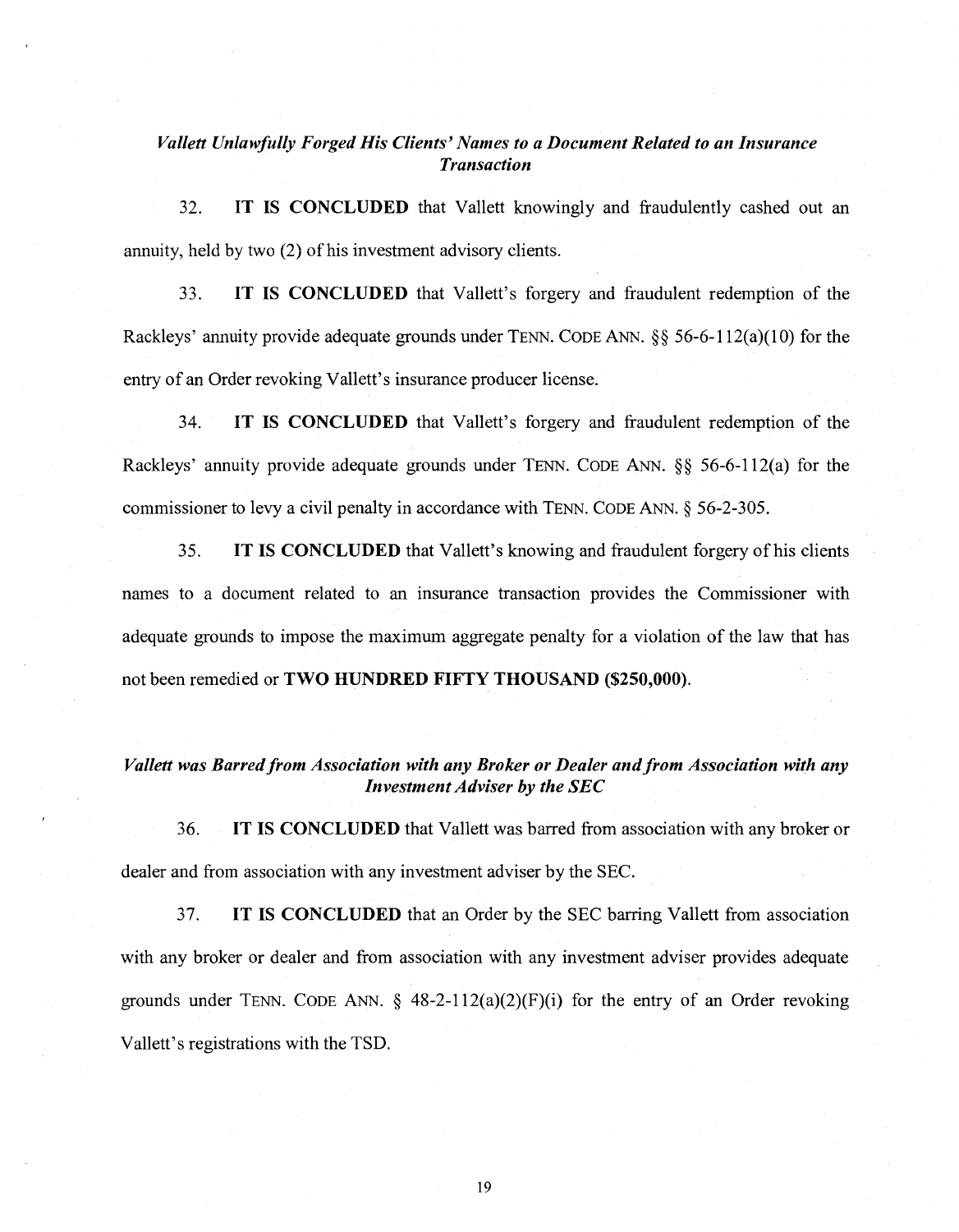### *Vallett Unlawfully Forged His Clients' Names to a Document Related to an Insurance Transaction*

32. **IT IS CONCLUDED** that Vallett knowingly and fraudulently cashed out an annuity, held by two (2) of his investment advisory clients.

33. **IT IS CONCLUDED** that Vallett's forgery and fraudulent redemption of the Rackleys' annuity provide adequate grounds under TENN. CODE ANN. §§ 56-6-112(a)(10) for the entry of an Order revoking Vallett's insurance producer license.

34. **IT IS CONCLUDED** that Vallett's forgery and fraudulent redemption of the Rackleys' annuity provide adequate grounds under TENN. CODE ANN. §§ 56-6-112(a) for the commissioner to levy a civil penalty in accordance with TENN. CODE ANN. § 56-2-305.

35. **IT IS CONCLUDED** that Vallett's knowing and fraudulent forgery of his clients names to a document related to an insurance transaction provides the Commissioner with adequate grounds to impose the maximum aggregate penalty for a violation of the law that has not been remedied or **TWO HUNDRED FIFTY THOUSAND ($250,000)**.

### *Vallett was Barred from Association with any Broker or Dealer and from Association with any Investment Adviser by the SEC*

36. **IT IS CONCLUDED** that Vallett was barred from association with any broker or dealer and from association with any investment adviser by the SEC.

37. **IT IS CONCLUDED** that an Order by the SEC barring Vallett from association with any broker or dealer and from association with any investment adviser provides adequate grounds under TENN. CODE ANN. § 48-2-112(a)(2)(F)(i) for the entry of an Order revoking Vallett's registrations with the TSD.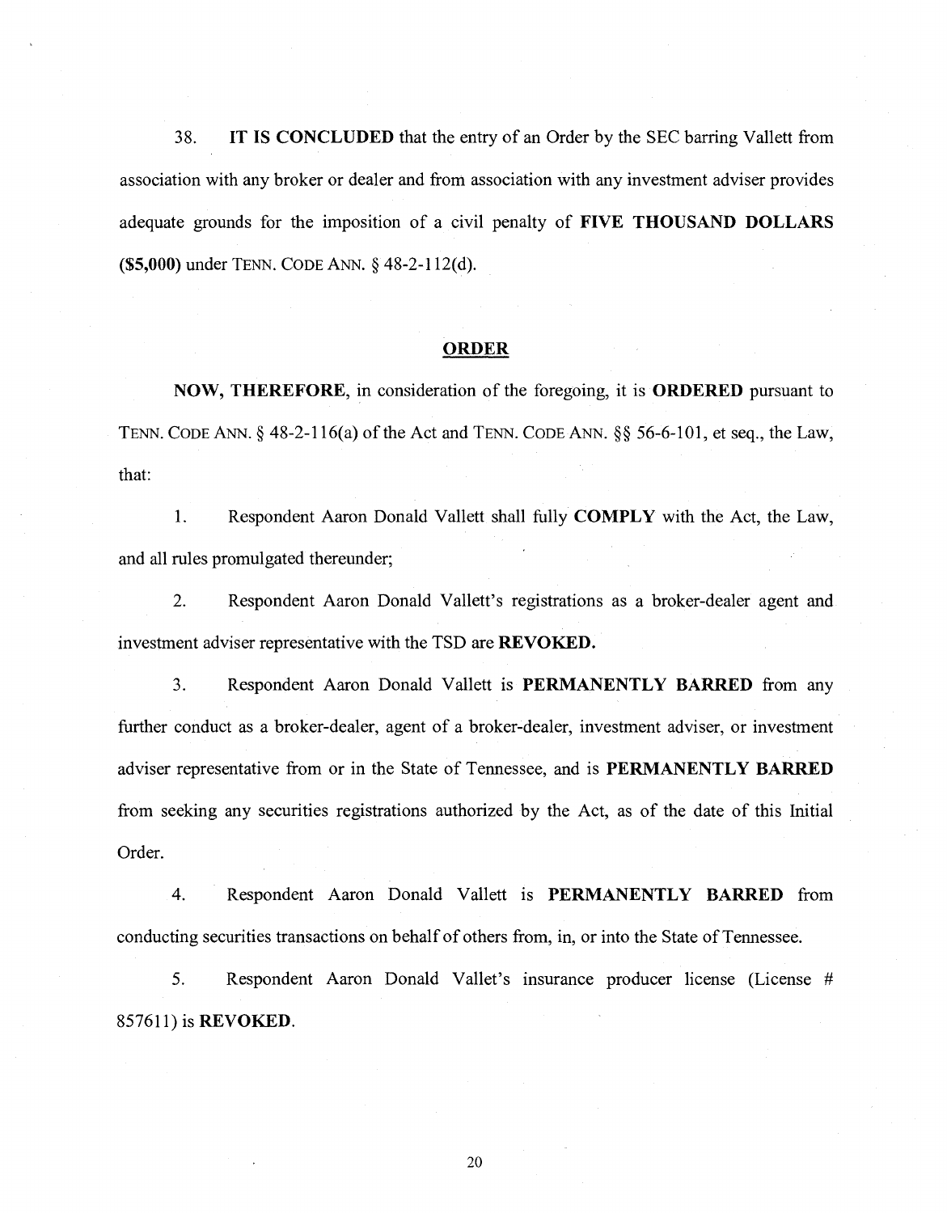38. **IT IS CONCLUDED** that the entry of an Order by the SEC barring Vallett from association with any broker or dealer and from association with any investment adviser provides adequate grounds for the imposition of a civil penalty of **FIVE THOUSAND DOLLARS ($5,000)** under TENN. CODE ANN. § 48-2-112(d).

## ORDER

**NOW, THEREFORE,** in consideration of the foregoing, it is **ORDERED** pursuant to TENN. CODE ANN. § 48-2-116(a) of the Act and TENN. CODE ANN. §§ 56-6-101, et seq., the Law, that:

1. Respondent Aaron Donald Vallett shall fully **COMPLY** with the Act, the Law, and all rules promulgated thereunder;

2. Respondent Aaron Donald Vallett's registrations as a broker-dealer agent and investment adviser representative with the TSD are **REVOKED.**

3. Respondent Aaron Donald Vallett is **PERMANENTLY BARRED** from any further conduct as a broker-dealer, agent of a broker-dealer, investment adviser, or investment adviser representative from or in the State of Tennessee, and is **PERMANENTLY BARRED** from seeking any securities registrations authorized by the Act, as of the date of this Initial Order.

4. Respondent Aaron Donald Vallett is **PERMANENTLY BARRED** from conducting securities transactions on behalf of others from, in, or into the State of Tennessee.

5. Respondent Aaron Donald Vallet's insurance producer license (License # 857611) is **REVOKED**.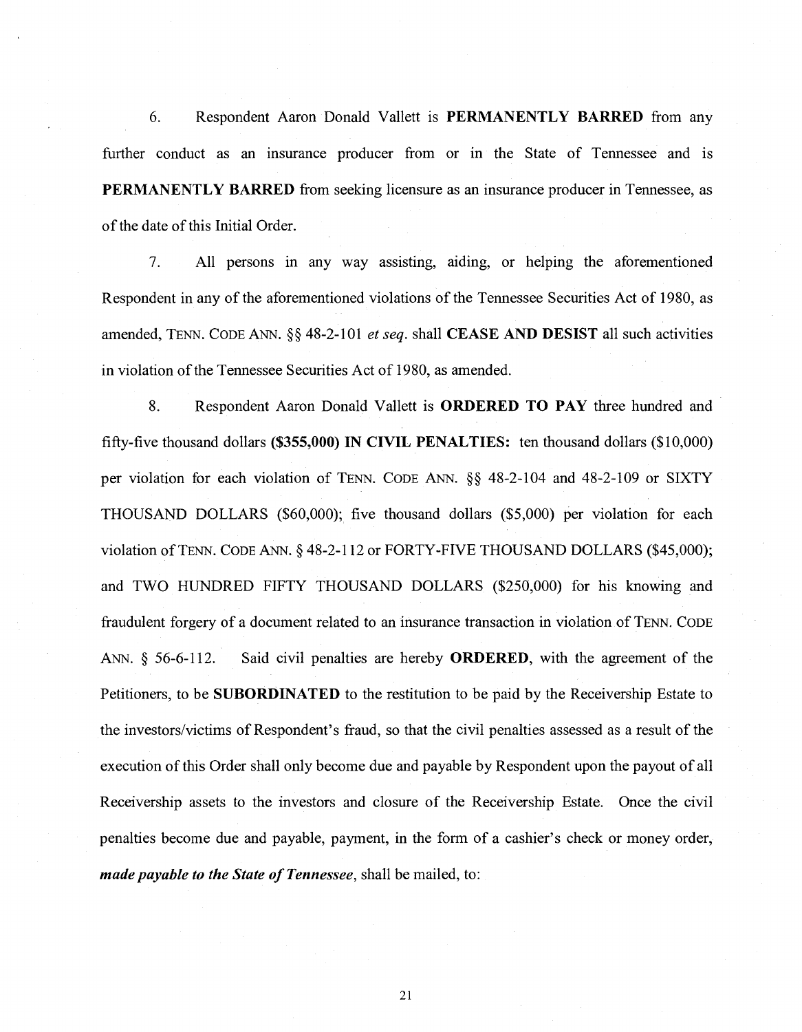6. Respondent Aaron Donald Vallett is **PERMANENTLY BARRED** from any further conduct as an insurance producer from or in the State of Tennessee and is **PERMANENTLY BARRED** from seeking licensure as an insurance producer in Tennessee, as of the date of this Initial Order.

7. All persons in any way assisting, aiding, or helping the aforementioned Respondent in any of the aforementioned violations of the Tennessee Securities Act of 1980, as amended, TENN. CODE ANN. §§ 48-2-101 *et seq.* shall **CEASE AND DESIST** all such activities in violation of the Tennessee Securities Act of 1980, as amended.

8. Respondent Aaron Donald Vallett is **ORDERED TO PAY** three hundred and fifty-five thousand dollars **($355,000) IN CIVIL PENALTIES:** ten thousand dollars ($10,000) per violation for each violation of TENN. CODE ANN. §§ 48-2-104 and 48-2-109 or SIXTY THOUSAND DOLLARS ($60,000); five thousand dollars ($5,000) per violation for each violation of TENN. CODE ANN. § 48-2-112 or FORTY-FIVE THOUSAND DOLLARS ($45,000); and TWO HUNDRED FIFTY THOUSAND DOLLARS ($250,000) for his knowing and fraudulent forgery of a document related to an insurance transaction in violation of TENN. CODE ANN. § 56-6-112. Said civil penalties are hereby **ORDERED**, with the agreement of the Petitioners, to be **SUBORDINATED** to the restitution to be paid by the Receivership Estate to the investors/victims of Respondent's fraud, so that the civil penalties assessed as a result of the execution of this Order shall only become due and payable by Respondent upon the payout of all Receivership assets to the investors and closure of the Receivership Estate. Once the civil penalties become due and payable, payment, in the form of a cashier's check or money order, ***made payable to the State of Tennessee***, shall be mailed, to: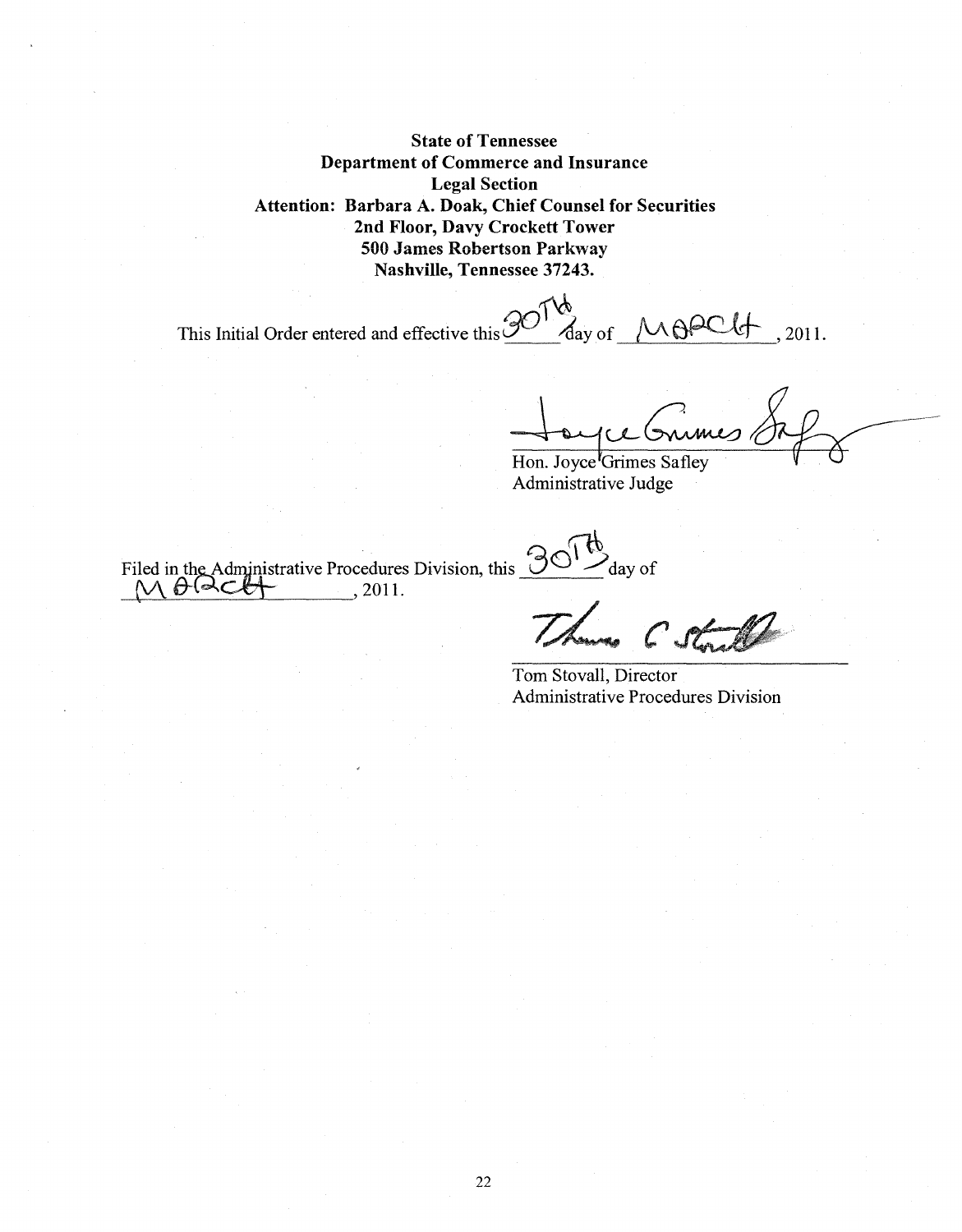**State of Tennessee**
**Department of Commerce and Insurance**
**Legal Section**
**Attention: Barbara A. Doak, Chief Counsel for Securities**
**2nd Floor, Davy Crockett Tower**
**500 James Robertson Parkway**
**Nashville, Tennessee 37243.**

This Initial Order entered and effective this 30TH day of MARCH, 2011.

Hon. Joyce Grimes Safley
Administrative Judge

Filed in the Administrative Procedures Division, this 30TH day of MARCH, 2011.

Tom Stovall, Director
Administrative Procedures Division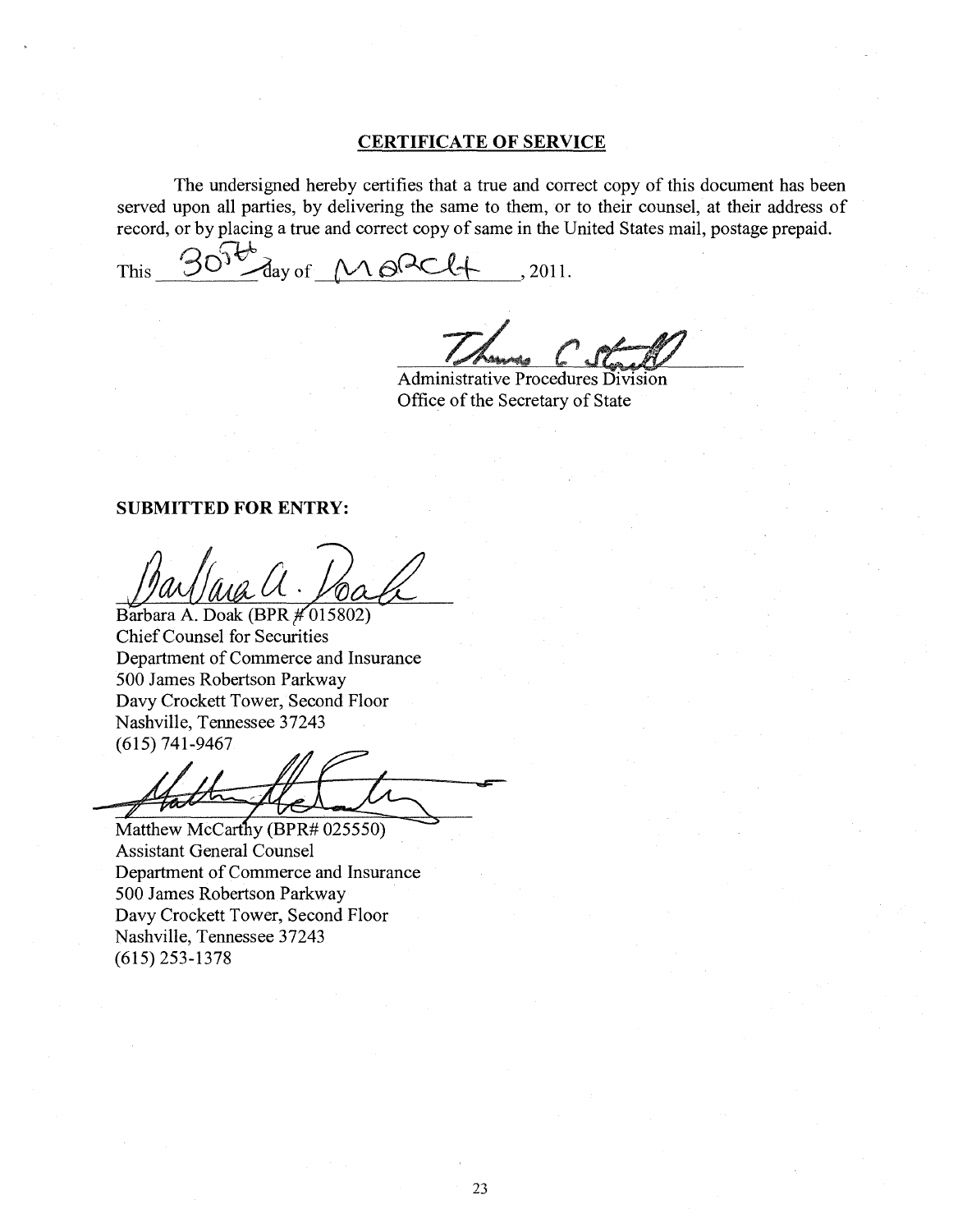## CERTIFICATE OF SERVICE

The undersigned hereby certifies that a true and correct copy of this document has been served upon all parties, by delivering the same to them, or to their counsel, at their address of record, or by placing a true and correct copy of same in the United States mail, postage prepaid.

This 30th day of March, 2011.

Administrative Procedures Division
Office of the Secretary of State

**SUBMITTED FOR ENTRY:**

Barbara A. Doak (BPR # 015802)
Chief Counsel for Securities
Department of Commerce and Insurance
500 James Robertson Parkway
Davy Crockett Tower, Second Floor
Nashville, Tennessee 37243
(615) 741-9467

Matthew McCarthy (BPR# 025550)
Assistant General Counsel
Department of Commerce and Insurance
500 James Robertson Parkway
Davy Crockett Tower, Second Floor
Nashville, Tennessee 37243
(615) 253-1378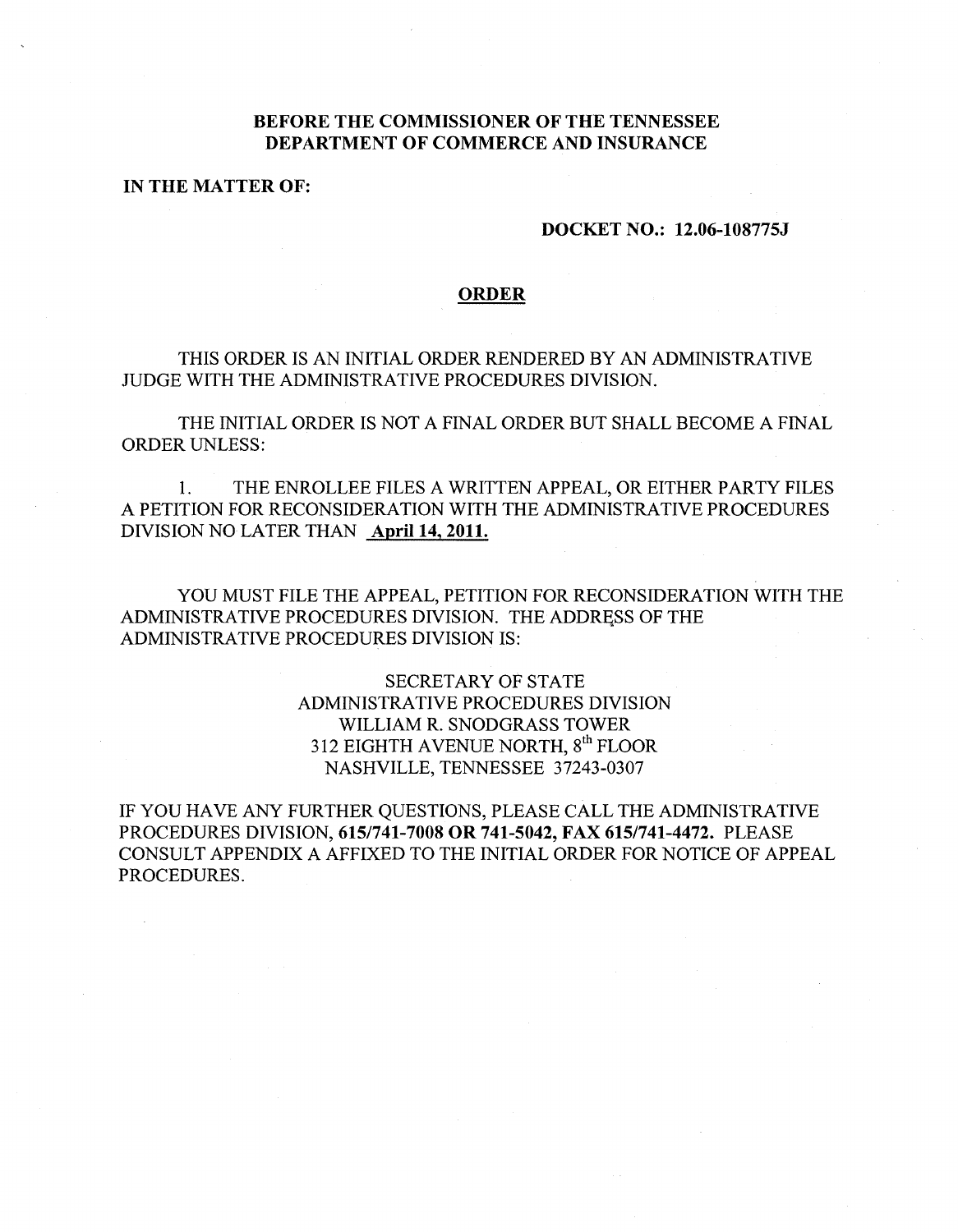**BEFORE THE COMMISSIONER OF THE TENNESSEE DEPARTMENT OF COMMERCE AND INSURANCE**

**IN THE MATTER OF:**

**DOCKET NO.: 12.06-108775J**

## ORDER

THIS ORDER IS AN INITIAL ORDER RENDERED BY AN ADMINISTRATIVE JUDGE WITH THE ADMINISTRATIVE PROCEDURES DIVISION.

THE INITIAL ORDER IS NOT A FINAL ORDER BUT SHALL BECOME A FINAL ORDER UNLESS:

1. THE ENROLLEE FILES A WRITTEN APPEAL, OR EITHER PARTY FILES A PETITION FOR RECONSIDERATION WITH THE ADMINISTRATIVE PROCEDURES DIVISION NO LATER THAN **April 14, 2011.**

YOU MUST FILE THE APPEAL, PETITION FOR RECONSIDERATION WITH THE ADMINISTRATIVE PROCEDURES DIVISION. THE ADDRESS OF THE ADMINISTRATIVE PROCEDURES DIVISION IS:

SECRETARY OF STATE
ADMINISTRATIVE PROCEDURES DIVISION
WILLIAM R. SNODGRASS TOWER
312 EIGHTH AVENUE NORTH, 8th FLOOR
NASHVILLE, TENNESSEE 37243-0307

IF YOU HAVE ANY FURTHER QUESTIONS, PLEASE CALL THE ADMINISTRATIVE PROCEDURES DIVISION, **615/741-7008 OR 741-5042, FAX 615/741-4472.** PLEASE CONSULT APPENDIX A AFFIXED TO THE INITIAL ORDER FOR NOTICE OF APPEAL PROCEDURES.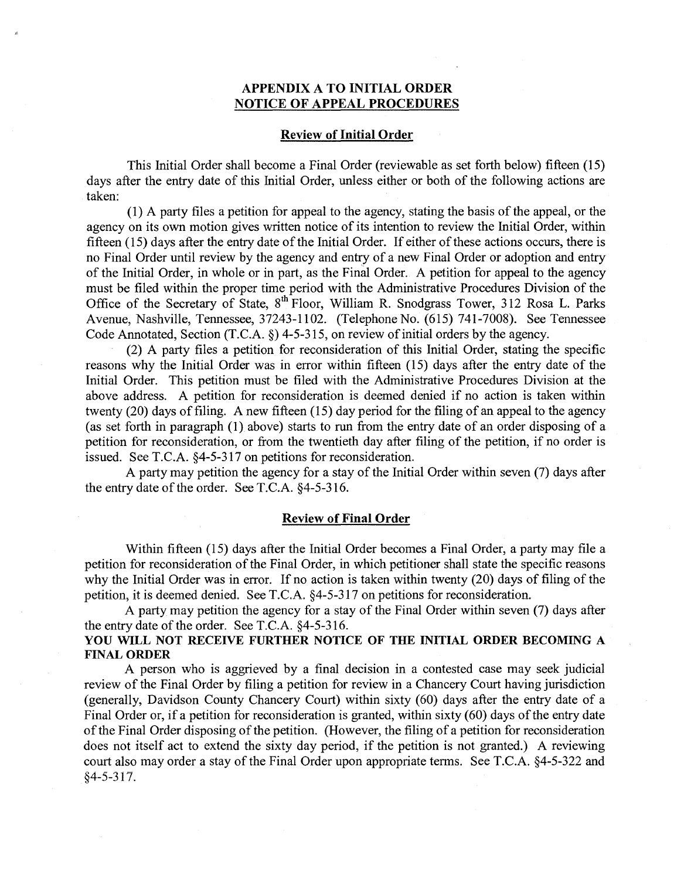## APPENDIX A TO INITIAL ORDER
## NOTICE OF APPEAL PROCEDURES

### Review of Initial Order

This Initial Order shall become a Final Order (reviewable as set forth below) fifteen (15) days after the entry date of this Initial Order, unless either or both of the following actions are taken:

(1) A party files a petition for appeal to the agency, stating the basis of the appeal, or the agency on its own motion gives written notice of its intention to review the Initial Order, within fifteen (15) days after the entry date of the Initial Order. If either of these actions occurs, there is no Final Order until review by the agency and entry of a new Final Order or adoption and entry of the Initial Order, in whole or in part, as the Final Order. A petition for appeal to the agency must be filed within the proper time period with the Administrative Procedures Division of the Office of the Secretary of State, 8th Floor, William R. Snodgrass Tower, 312 Rosa L. Parks Avenue, Nashville, Tennessee, 37243-1102. (Telephone No. (615) 741-7008). See Tennessee Code Annotated, Section (T.C.A. §) 4-5-315, on review of initial orders by the agency.

(2) A party files a petition for reconsideration of this Initial Order, stating the specific reasons why the Initial Order was in error within fifteen (15) days after the entry date of the Initial Order. This petition must be filed with the Administrative Procedures Division at the above address. A petition for reconsideration is deemed denied if no action is taken within twenty (20) days of filing. A new fifteen (15) day period for the filing of an appeal to the agency (as set forth in paragraph (1) above) starts to run from the entry date of an order disposing of a petition for reconsideration, or from the twentieth day after filing of the petition, if no order is issued. See T.C.A. §4-5-317 on petitions for reconsideration.

A party may petition the agency for a stay of the Initial Order within seven (7) days after the entry date of the order. See T.C.A. §4-5-316.

### Review of Final Order

Within fifteen (15) days after the Initial Order becomes a Final Order, a party may file a petition for reconsideration of the Final Order, in which petitioner shall state the specific reasons why the Initial Order was in error. If no action is taken within twenty (20) days of filing of the petition, it is deemed denied. See T.C.A. §4-5-317 on petitions for reconsideration.

A party may petition the agency for a stay of the Final Order within seven (7) days after the entry date of the order. See T.C.A. §4-5-316.

**YOU WILL NOT RECEIVE FURTHER NOTICE OF THE INITIAL ORDER BECOMING A FINAL ORDER**

A person who is aggrieved by a final decision in a contested case may seek judicial review of the Final Order by filing a petition for review in a Chancery Court having jurisdiction (generally, Davidson County Chancery Court) within sixty (60) days after the entry date of a Final Order or, if a petition for reconsideration is granted, within sixty (60) days of the entry date of the Final Order disposing of the petition. (However, the filing of a petition for reconsideration does not itself act to extend the sixty day period, if the petition is not granted.) A reviewing court also may order a stay of the Final Order upon appropriate terms. See T.C.A. §4-5-322 and §4-5-317.